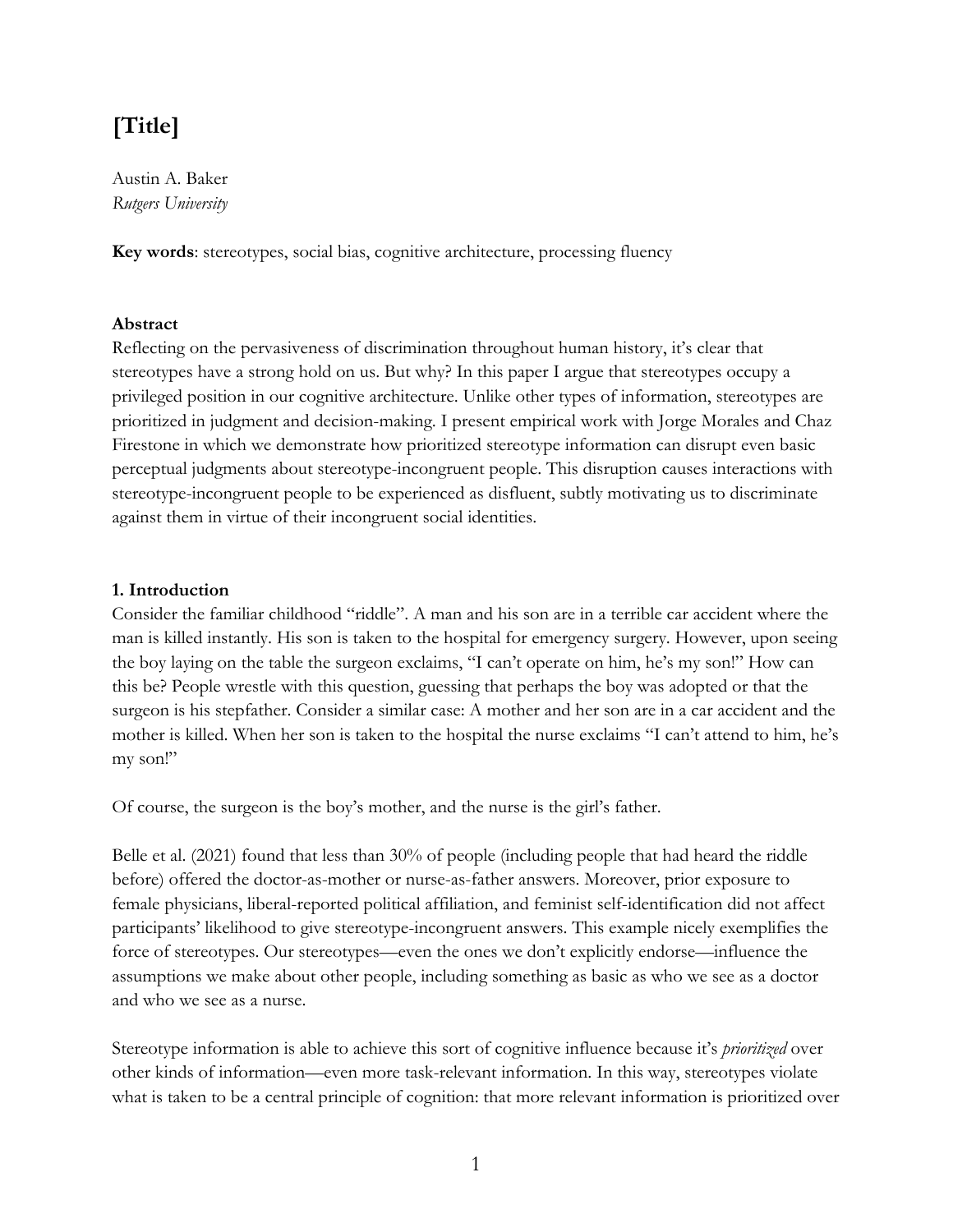# [Title]

Austin A. Baker
*Rutgers University*

**Key words**: stereotypes, social bias, cognitive architecture, processing fluency

**Abstract**
Reflecting on the pervasiveness of discrimination throughout human history, it's clear that stereotypes have a strong hold on us. But why? In this paper I argue that stereotypes occupy a privileged position in our cognitive architecture. Unlike other types of information, stereotypes are prioritized in judgment and decision-making. I present empirical work with Jorge Morales and Chaz Firestone in which we demonstrate how prioritized stereotype information can disrupt even basic perceptual judgments about stereotype-incongruent people. This disruption causes interactions with stereotype-incongruent people to be experienced as disfluent, subtly motivating us to discriminate against them in virtue of their incongruent social identities.

## 1. Introduction

Consider the familiar childhood "riddle". A man and his son are in a terrible car accident where the man is killed instantly. His son is taken to the hospital for emergency surgery. However, upon seeing the boy laying on the table the surgeon exclaims, "I can't operate on him, he's my son!" How can this be? People wrestle with this question, guessing that perhaps the boy was adopted or that the surgeon is his stepfather. Consider a similar case: A mother and her son are in a car accident and the mother is killed. When her son is taken to the hospital the nurse exclaims "I can't attend to him, he's my son!"

Of course, the surgeon is the boy's mother, and the nurse is the girl's father.

Belle et al. (2021) found that less than 30% of people (including people that had heard the riddle before) offered the doctor-as-mother or nurse-as-father answers. Moreover, prior exposure to female physicians, liberal-reported political affiliation, and feminist self-identification did not affect participants' likelihood to give stereotype-incongruent answers. This example nicely exemplifies the force of stereotypes. Our stereotypes—even the ones we don't explicitly endorse—influence the assumptions we make about other people, including something as basic as who we see as a doctor and who we see as a nurse.

Stereotype information is able to achieve this sort of cognitive influence because it's *prioritized* over other kinds of information—even more task-relevant information. In this way, stereotypes violate what is taken to be a central principle of cognition: that more relevant information is prioritized over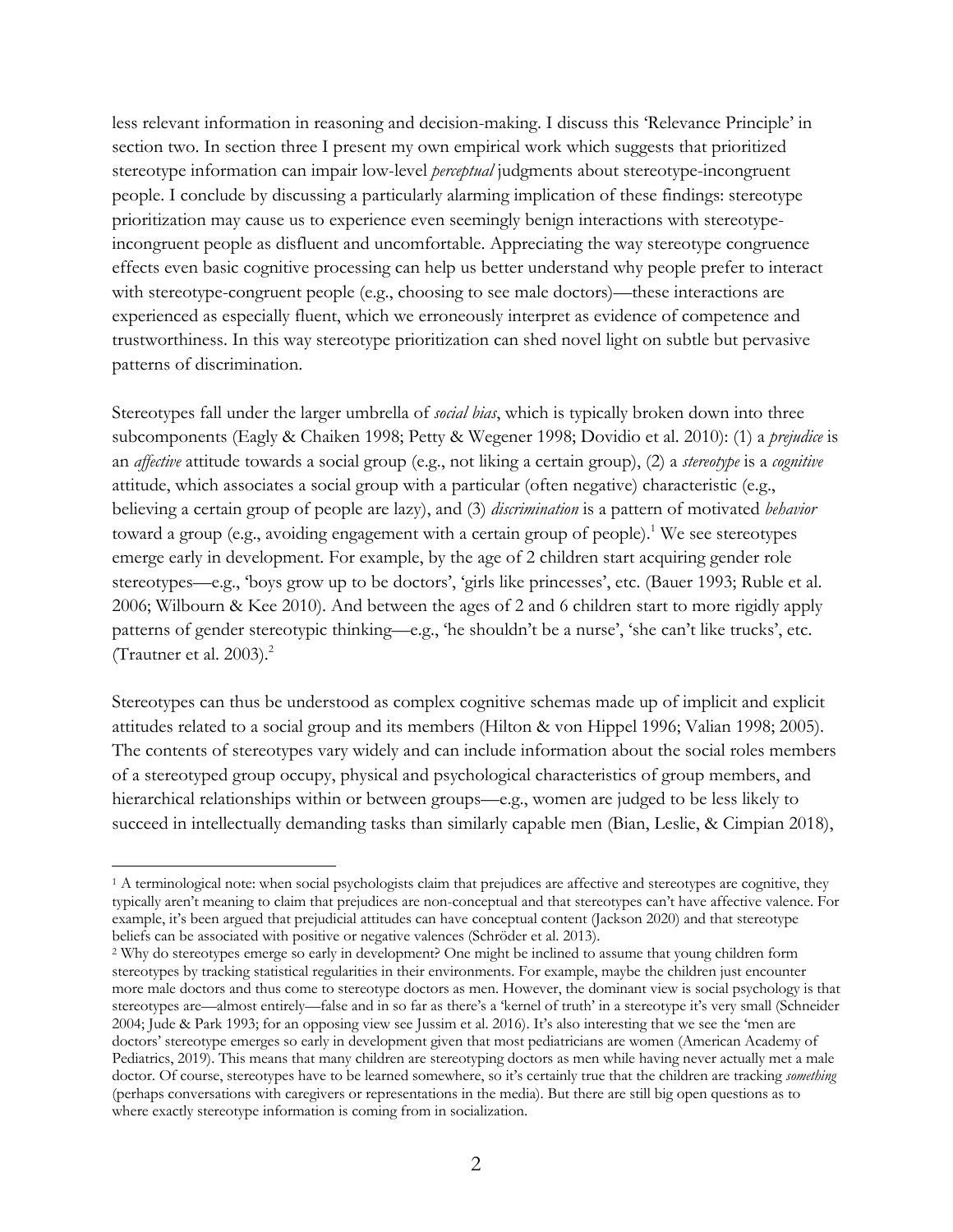less relevant information in reasoning and decision-making. I discuss this 'Relevance Principle' in section two. In section three I present my own empirical work which suggests that prioritized stereotype information can impair low-level *perceptual* judgments about stereotype-incongruent people. I conclude by discussing a particularly alarming implication of these findings: stereotype prioritization may cause us to experience even seemingly benign interactions with stereotype-incongruent people as disfluent and uncomfortable. Appreciating the way stereotype congruence effects even basic cognitive processing can help us better understand why people prefer to interact with stereotype-congruent people (e.g., choosing to see male doctors)—these interactions are experienced as especially fluent, which we erroneously interpret as evidence of competence and trustworthiness. In this way stereotype prioritization can shed novel light on subtle but pervasive patterns of discrimination.

Stereotypes fall under the larger umbrella of *social bias*, which is typically broken down into three subcomponents (Eagly & Chaiken 1998; Petty & Wegener 1998; Dovidio et al. 2010): (1) a *prejudice* is an *affective* attitude towards a social group (e.g., not liking a certain group), (2) a *stereotype* is a *cognitive* attitude, which associates a social group with a particular (often negative) characteristic (e.g., believing a certain group of people are lazy), and (3) *discrimination* is a pattern of motivated *behavior* toward a group (e.g., avoiding engagement with a certain group of people).[1] We see stereotypes emerge early in development. For example, by the age of 2 children start acquiring gender role stereotypes—e.g., 'boys grow up to be doctors', 'girls like princesses', etc. (Bauer 1993; Ruble et al. 2006; Wilbourn & Kee 2010). And between the ages of 2 and 6 children start to more rigidly apply patterns of gender stereotypic thinking—e.g., 'he shouldn't be a nurse', 'she can't like trucks', etc. (Trautner et al. 2003).[2]

Stereotypes can thus be understood as complex cognitive schemas made up of implicit and explicit attitudes related to a social group and its members (Hilton & von Hippel 1996; Valian 1998; 2005). The contents of stereotypes vary widely and can include information about the social roles members of a stereotyped group occupy, physical and psychological characteristics of group members, and hierarchical relationships within or between groups—e.g., women are judged to be less likely to succeed in intellectually demanding tasks than similarly capable men (Bian, Leslie, & Cimpian 2018),

[1] A terminological note: when social psychologists claim that prejudices are affective and stereotypes are cognitive, they typically aren't meaning to claim that prejudices are non-conceptual and that stereotypes can't have affective valence. For example, it's been argued that prejudicial attitudes can have conceptual content (Jackson 2020) and that stereotype beliefs can be associated with positive or negative valences (Schröder et al. 2013).

[2] Why do stereotypes emerge so early in development? One might be inclined to assume that young children form stereotypes by tracking statistical regularities in their environments. For example, maybe the children just encounter more male doctors and thus come to stereotype doctors as men. However, the dominant view is social psychology is that stereotypes are—almost entirely—false and in so far as there's a 'kernel of truth' in a stereotype it's very small (Schneider 2004; Jude & Park 1993; for an opposing view see Jussim et al. 2016). It's also interesting that we see the 'men are doctors' stereotype emerges so early in development given that most pediatricians are women (American Academy of Pediatrics, 2019). This means that many children are stereotyping doctors as men while having never actually met a male doctor. Of course, stereotypes have to be learned somewhere, so it's certainly true that the children are tracking *something* (perhaps conversations with caregivers or representations in the media). But there are still big open questions as to where exactly stereotype information is coming from in socialization.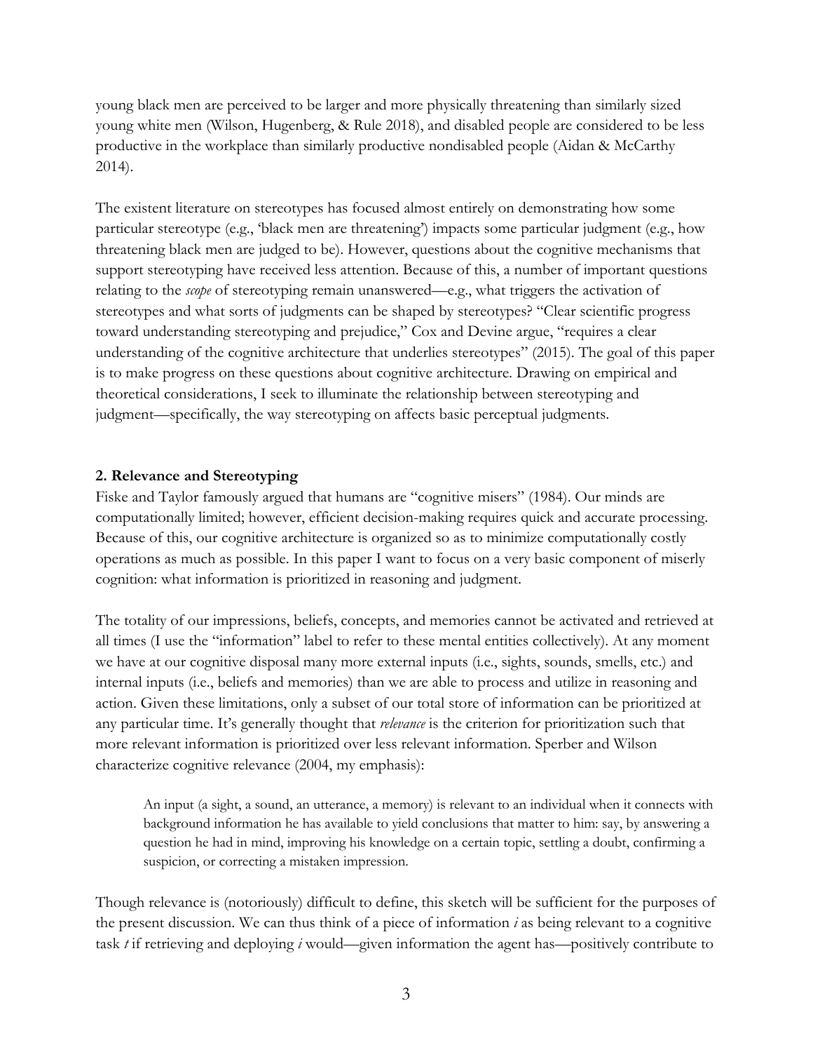young black men are perceived to be larger and more physically threatening than similarly sized young white men (Wilson, Hugenberg, & Rule 2018), and disabled people are considered to be less productive in the workplace than similarly productive nondisabled people (Aidan & McCarthy 2014).

The existent literature on stereotypes has focused almost entirely on demonstrating how some particular stereotype (e.g., 'black men are threatening') impacts some particular judgment (e.g., how threatening black men are judged to be). However, questions about the cognitive mechanisms that support stereotyping have received less attention. Because of this, a number of important questions relating to the *scope* of stereotyping remain unanswered—e.g., what triggers the activation of stereotypes and what sorts of judgments can be shaped by stereotypes? "Clear scientific progress toward understanding stereotyping and prejudice," Cox and Devine argue, "requires a clear understanding of the cognitive architecture that underlies stereotypes" (2015). The goal of this paper is to make progress on these questions about cognitive architecture. Drawing on empirical and theoretical considerations, I seek to illuminate the relationship between stereotyping and judgment—specifically, the way stereotyping on affects basic perceptual judgments.

## 2. Relevance and Stereotyping

Fiske and Taylor famously argued that humans are "cognitive misers" (1984). Our minds are computationally limited; however, efficient decision-making requires quick and accurate processing. Because of this, our cognitive architecture is organized so as to minimize computationally costly operations as much as possible. In this paper I want to focus on a very basic component of miserly cognition: what information is prioritized in reasoning and judgment.

The totality of our impressions, beliefs, concepts, and memories cannot be activated and retrieved at all times (I use the "information" label to refer to these mental entities collectively). At any moment we have at our cognitive disposal many more external inputs (i.e., sights, sounds, smells, etc.) and internal inputs (i.e., beliefs and memories) than we are able to process and utilize in reasoning and action. Given these limitations, only a subset of our total store of information can be prioritized at any particular time. It's generally thought that *relevance* is the criterion for prioritization such that more relevant information is prioritized over less relevant information. Sperber and Wilson characterize cognitive relevance (2004, my emphasis):

> An input (a sight, a sound, an utterance, a memory) is relevant to an individual when it connects with background information he has available to yield conclusions that matter to him: say, by answering a question he had in mind, improving his knowledge on a certain topic, settling a doubt, confirming a suspicion, or correcting a mistaken impression.

Though relevance is (notoriously) difficult to define, this sketch will be sufficient for the purposes of the present discussion. We can thus think of a piece of information *i* as being relevant to a cognitive task *t* if retrieving and deploying *i* would—given information the agent has—positively contribute to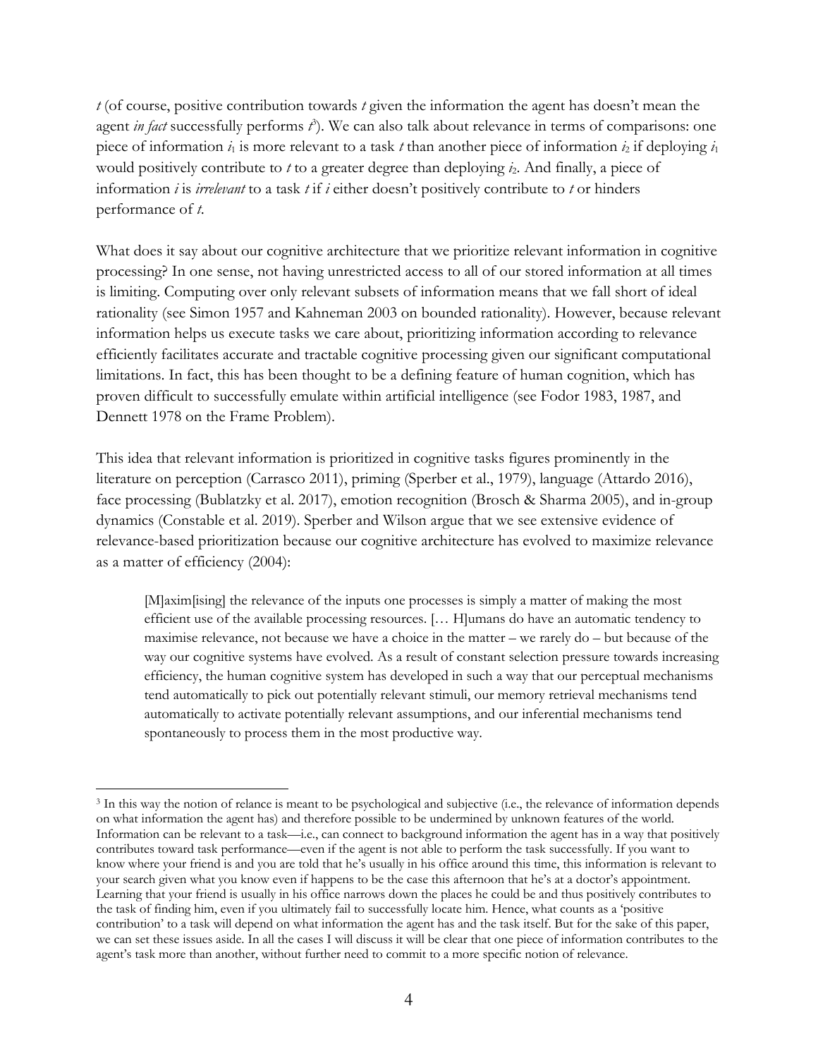$t$ (of course, positive contribution towards $t$ given the information the agent has doesn't mean the agent *in fact* successfully performs $t$[3]). We can also talk about relevance in terms of comparisons: one piece of information $i_1$ is more relevant to a task $t$ than another piece of information $i_2$ if deploying $i_1$ would positively contribute to $t$ to a greater degree than deploying $i_2$. And finally, a piece of information $i$ is *irrelevant* to a task $t$ if $i$ either doesn't positively contribute to $t$ or hinders performance of $t$.

What does it say about our cognitive architecture that we prioritize relevant information in cognitive processing? In one sense, not having unrestricted access to all of our stored information at all times is limiting. Computing over only relevant subsets of information means that we fall short of ideal rationality (see Simon 1957 and Kahneman 2003 on bounded rationality). However, because relevant information helps us execute tasks we care about, prioritizing information according to relevance efficiently facilitates accurate and tractable cognitive processing given our significant computational limitations. In fact, this has been thought to be a defining feature of human cognition, which has proven difficult to successfully emulate within artificial intelligence (see Fodor 1983, 1987, and Dennett 1978 on the Frame Problem).

This idea that relevant information is prioritized in cognitive tasks figures prominently in the literature on perception (Carrasco 2011), priming (Sperber et al., 1979), language (Attardo 2016), face processing (Bublatzky et al. 2017), emotion recognition (Brosch & Sharma 2005), and in-group dynamics (Constable et al. 2019). Sperber and Wilson argue that we see extensive evidence of relevance-based prioritization because our cognitive architecture has evolved to maximize relevance as a matter of efficiency (2004):

> [M]axim[ising] the relevance of the inputs one processes is simply a matter of making the most efficient use of the available processing resources. [… H]umans do have an automatic tendency to maximise relevance, not because we have a choice in the matter – we rarely do – but because of the way our cognitive systems have evolved. As a result of constant selection pressure towards increasing efficiency, the human cognitive system has developed in such a way that our perceptual mechanisms tend automatically to pick out potentially relevant stimuli, our memory retrieval mechanisms tend automatically to activate potentially relevant assumptions, and our inferential mechanisms tend spontaneously to process them in the most productive way.

---

[3] In this way the notion of relance is meant to be psychological and subjective (i.e., the relevance of information depends on what information the agent has) and therefore possible to be undermined by unknown features of the world. Information can be relevant to a task—i.e., can connect to background information the agent has in a way that positively contributes toward task performance—even if the agent is not able to perform the task successfully. If you want to know where your friend is and you are told that he's usually in his office around this time, this information is relevant to your search given what you know even if happens to be the case this afternoon that he's at a doctor's appointment. Learning that your friend is usually in his office narrows down the places he could be and thus positively contributes to the task of finding him, even if you ultimately fail to successfully locate him. Hence, what counts as a 'positive contribution' to a task will depend on what information the agent has and the task itself. But for the sake of this paper, we can set these issues aside. In all the cases I will discuss it will be clear that one piece of information contributes to the agent's task more than another, without further need to commit to a more specific notion of relevance.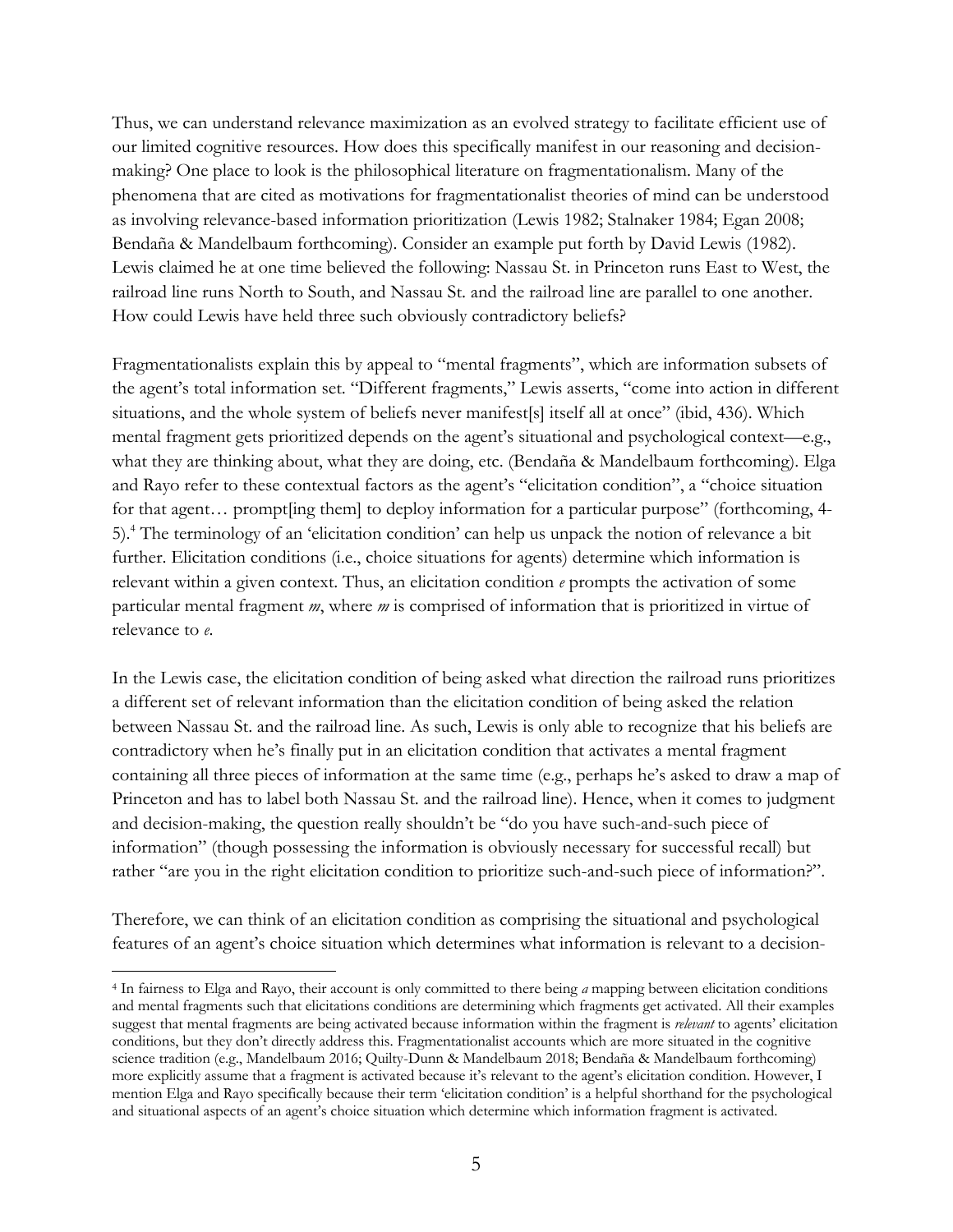Thus, we can understand relevance maximization as an evolved strategy to facilitate efficient use of our limited cognitive resources. How does this specifically manifest in our reasoning and decision-making? One place to look is the philosophical literature on fragmentationalism. Many of the phenomena that are cited as motivations for fragmentationalist theories of mind can be understood as involving relevance-based information prioritization (Lewis 1982; Stalnaker 1984; Egan 2008; Bendaña & Mandelbaum forthcoming). Consider an example put forth by David Lewis (1982). Lewis claimed he at one time believed the following: Nassau St. in Princeton runs East to West, the railroad line runs North to South, and Nassau St. and the railroad line are parallel to one another. How could Lewis have held three such obviously contradictory beliefs?

Fragmentationalists explain this by appeal to "mental fragments", which are information subsets of the agent's total information set. "Different fragments," Lewis asserts, "come into action in different situations, and the whole system of beliefs never manifest[s] itself all at once" (ibid, 436). Which mental fragment gets prioritized depends on the agent's situational and psychological context—e.g., what they are thinking about, what they are doing, etc. (Bendaña & Mandelbaum forthcoming). Elga and Rayo refer to these contextual factors as the agent's "elicitation condition", a "choice situation for that agent… prompt[ing them] to deploy information for a particular purpose" (forthcoming, 4-5).[4] The terminology of an 'elicitation condition' can help us unpack the notion of relevance a bit further. Elicitation conditions (i.e., choice situations for agents) determine which information is relevant within a given context. Thus, an elicitation condition *e* prompts the activation of some particular mental fragment *m*, where *m* is comprised of information that is prioritized in virtue of relevance to *e*.

In the Lewis case, the elicitation condition of being asked what direction the railroad runs prioritizes a different set of relevant information than the elicitation condition of being asked the relation between Nassau St. and the railroad line. As such, Lewis is only able to recognize that his beliefs are contradictory when he's finally put in an elicitation condition that activates a mental fragment containing all three pieces of information at the same time (e.g., perhaps he's asked to draw a map of Princeton and has to label both Nassau St. and the railroad line). Hence, when it comes to judgment and decision-making, the question really shouldn't be "do you have such-and-such piece of information" (though possessing the information is obviously necessary for successful recall) but rather "are you in the right elicitation condition to prioritize such-and-such piece of information?".

Therefore, we can think of an elicitation condition as comprising the situational and psychological features of an agent's choice situation which determines what information is relevant to a decision-

[4] In fairness to Elga and Rayo, their account is only committed to there being *a* mapping between elicitation conditions and mental fragments such that elicitations conditions are determining which fragments get activated. All their examples suggest that mental fragments are being activated because information within the fragment is *relevant* to agents' elicitation conditions, but they don't directly address this. Fragmentationalist accounts which are more situated in the cognitive science tradition (e.g., Mandelbaum 2016; Quilty-Dunn & Mandelbaum 2018; Bendaña & Mandelbaum forthcoming) more explicitly assume that a fragment is activated because it's relevant to the agent's elicitation condition. However, I mention Elga and Rayo specifically because their term 'elicitation condition' is a helpful shorthand for the psychological and situational aspects of an agent's choice situation which determine which information fragment is activated.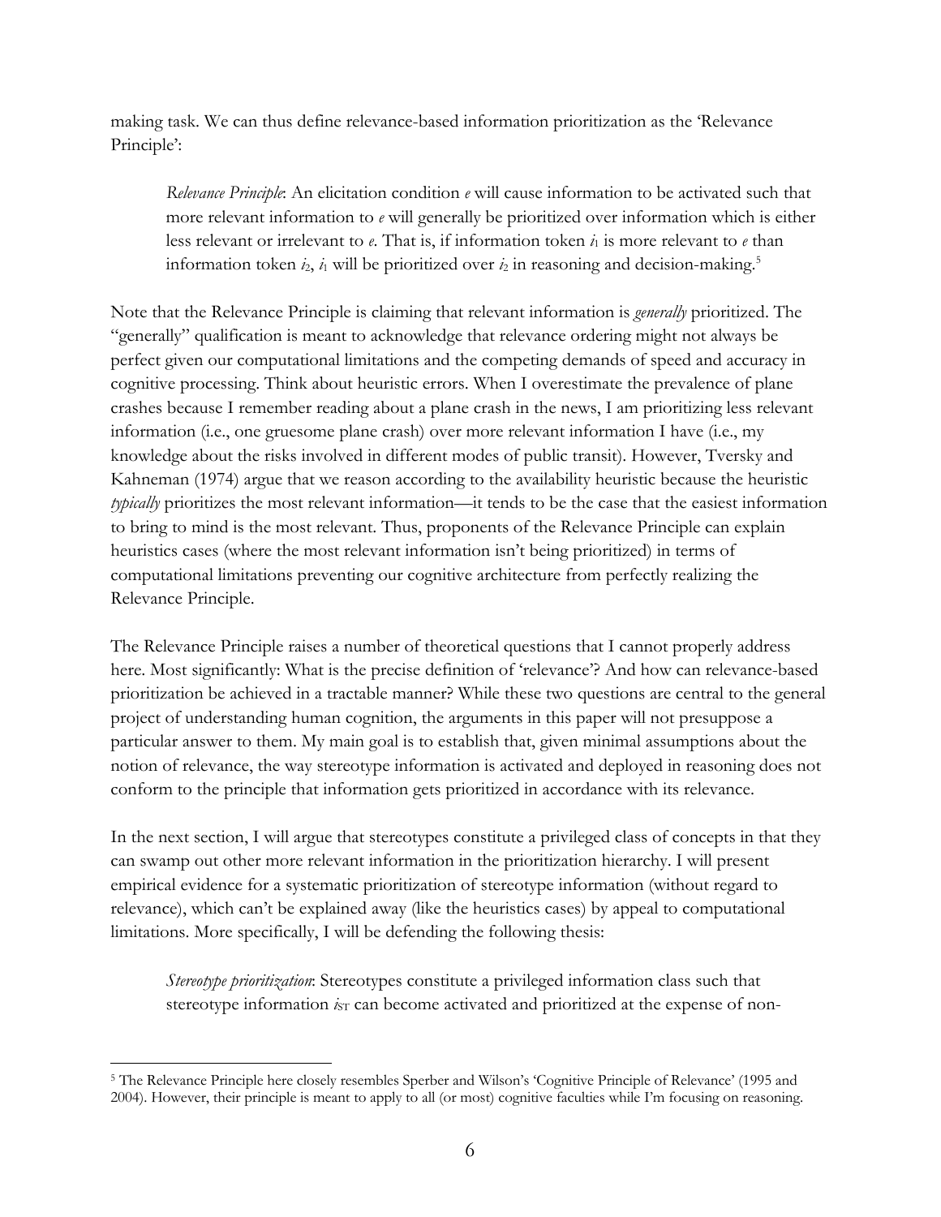making task. We can thus define relevance-based information prioritization as the 'Relevance Principle':

> *Relevance Principle*: An elicitation condition *e* will cause information to be activated such that more relevant information to *e* will generally be prioritized over information which is either less relevant or irrelevant to *e*. That is, if information token $i_1$ is more relevant to *e* than information token $i_2$, $i_1$ will be prioritized over $i_2$ in reasoning and decision-making.[5]

Note that the Relevance Principle is claiming that relevant information is *generally* prioritized. The "generally" qualification is meant to acknowledge that relevance ordering might not always be perfect given our computational limitations and the competing demands of speed and accuracy in cognitive processing. Think about heuristic errors. When I overestimate the prevalence of plane crashes because I remember reading about a plane crash in the news, I am prioritizing less relevant information (i.e., one gruesome plane crash) over more relevant information I have (i.e., my knowledge about the risks involved in different modes of public transit). However, Tversky and Kahneman (1974) argue that we reason according to the availability heuristic because the heuristic *typically* prioritizes the most relevant information—it tends to be the case that the easiest information to bring to mind is the most relevant. Thus, proponents of the Relevance Principle can explain heuristics cases (where the most relevant information isn't being prioritized) in terms of computational limitations preventing our cognitive architecture from perfectly realizing the Relevance Principle.

The Relevance Principle raises a number of theoretical questions that I cannot properly address here. Most significantly: What is the precise definition of 'relevance'? And how can relevance-based prioritization be achieved in a tractable manner? While these two questions are central to the general project of understanding human cognition, the arguments in this paper will not presuppose a particular answer to them. My main goal is to establish that, given minimal assumptions about the notion of relevance, the way stereotype information is activated and deployed in reasoning does not conform to the principle that information gets prioritized in accordance with its relevance.

In the next section, I will argue that stereotypes constitute a privileged class of concepts in that they can swamp out other more relevant information in the prioritization hierarchy. I will present empirical evidence for a systematic prioritization of stereotype information (without regard to relevance), which can't be explained away (like the heuristics cases) by appeal to computational limitations. More specifically, I will be defending the following thesis:

> *Stereotype prioritization*: Stereotypes constitute a privileged information class such that stereotype information $i_{ST}$ can become activated and prioritized at the expense of non-

---

[5] The Relevance Principle here closely resembles Sperber and Wilson's 'Cognitive Principle of Relevance' (1995 and 2004). However, their principle is meant to apply to all (or most) cognitive faculties while I'm focusing on reasoning.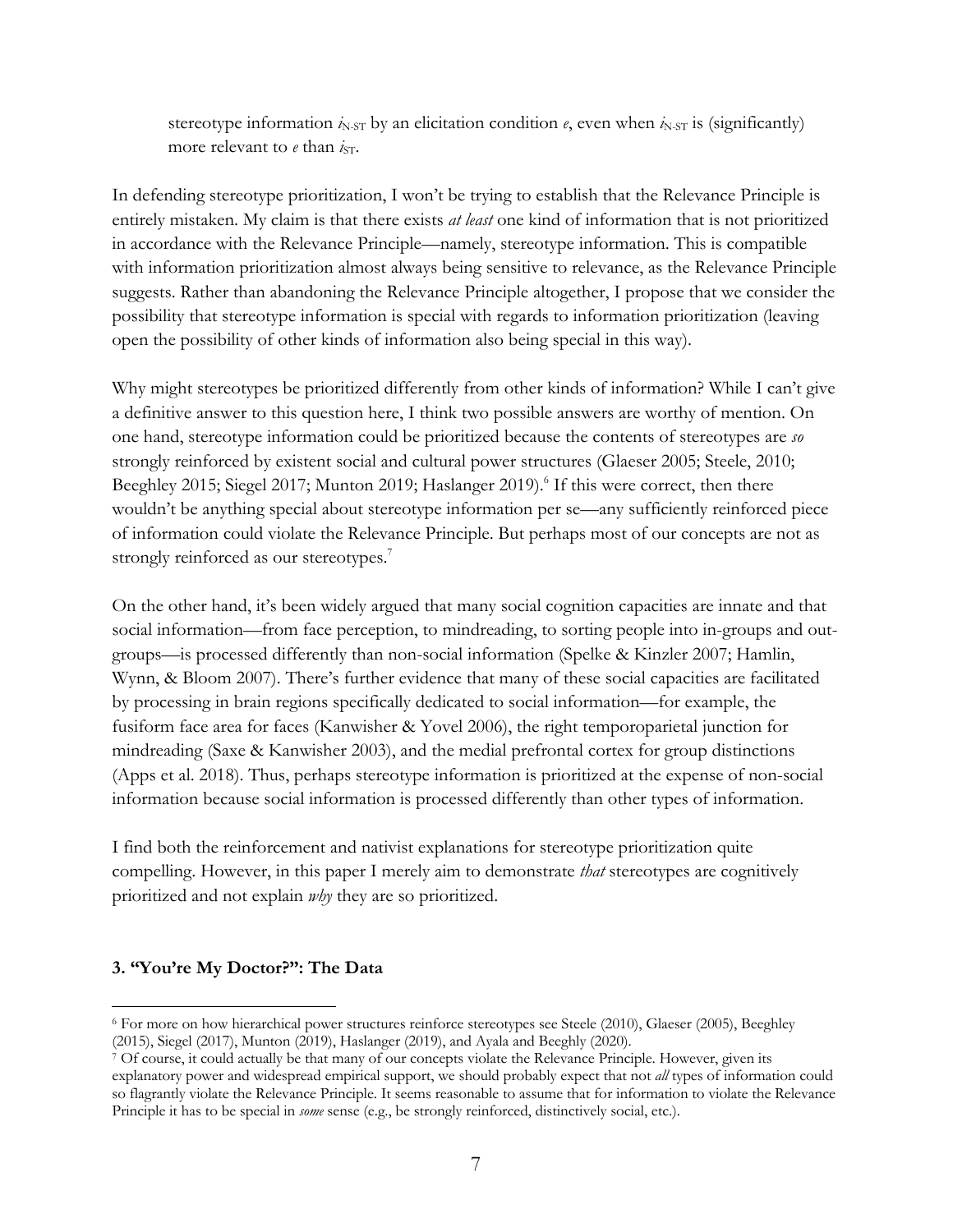stereotype information $i_{\text{N-ST}}$ by an elicitation condition $e$, even when $i_{\text{N-ST}}$ is (significantly) more relevant to $e$ than $i_{\text{ST}}$.

In defending stereotype prioritization, I won't be trying to establish that the Relevance Principle is entirely mistaken. My claim is that there exists *at least* one kind of information that is not prioritized in accordance with the Relevance Principle—namely, stereotype information. This is compatible with information prioritization almost always being sensitive to relevance, as the Relevance Principle suggests. Rather than abandoning the Relevance Principle altogether, I propose that we consider the possibility that stereotype information is special with regards to information prioritization (leaving open the possibility of other kinds of information also being special in this way).

Why might stereotypes be prioritized differently from other kinds of information? While I can't give a definitive answer to this question here, I think two possible answers are worthy of mention. On one hand, stereotype information could be prioritized because the contents of stereotypes are *so* strongly reinforced by existent social and cultural power structures (Glaeser 2005; Steele, 2010; Beeghley 2015; Siegel 2017; Munton 2019; Haslanger 2019).[6] If this were correct, then there wouldn't be anything special about stereotype information per se—any sufficiently reinforced piece of information could violate the Relevance Principle. But perhaps most of our concepts are not as strongly reinforced as our stereotypes.[7]

On the other hand, it's been widely argued that many social cognition capacities are innate and that social information—from face perception, to mindreading, to sorting people into in-groups and out-groups—is processed differently than non-social information (Spelke & Kinzler 2007; Hamlin, Wynn, & Bloom 2007). There's further evidence that many of these social capacities are facilitated by processing in brain regions specifically dedicated to social information—for example, the fusiform face area for faces (Kanwisher & Yovel 2006), the right temporoparietal junction for mindreading (Saxe & Kanwisher 2003), and the medial prefrontal cortex for group distinctions (Apps et al. 2018). Thus, perhaps stereotype information is prioritized at the expense of non-social information because social information is processed differently than other types of information.

I find both the reinforcement and nativist explanations for stereotype prioritization quite compelling. However, in this paper I merely aim to demonstrate *that* stereotypes are cognitively prioritized and not explain *why* they are so prioritized.

## 3. "You're My Doctor?": The Data

---

[6] For more on how hierarchical power structures reinforce stereotypes see Steele (2010), Glaeser (2005), Beeghley (2015), Siegel (2017), Munton (2019), Haslanger (2019), and Ayala and Beeghly (2020).

[7] Of course, it could actually be that many of our concepts violate the Relevance Principle. However, given its explanatory power and widespread empirical support, we should probably expect that not *all* types of information could so flagrantly violate the Relevance Principle. It seems reasonable to assume that for information to violate the Relevance Principle it has to be special in *some* sense (e.g., be strongly reinforced, distinctively social, etc.).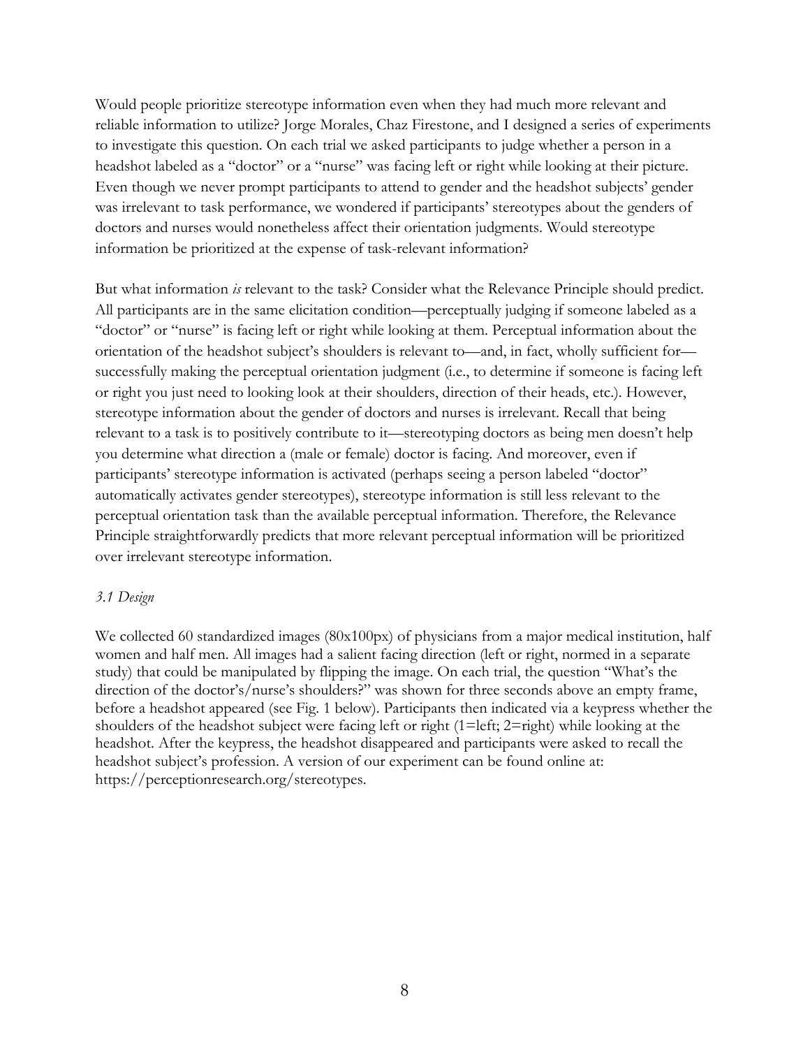Would people prioritize stereotype information even when they had much more relevant and reliable information to utilize? Jorge Morales, Chaz Firestone, and I designed a series of experiments to investigate this question. On each trial we asked participants to judge whether a person in a headshot labeled as a "doctor" or a "nurse" was facing left or right while looking at their picture. Even though we never prompt participants to attend to gender and the headshot subjects' gender was irrelevant to task performance, we wondered if participants' stereotypes about the genders of doctors and nurses would nonetheless affect their orientation judgments. Would stereotype information be prioritized at the expense of task-relevant information?

But what information *is* relevant to the task? Consider what the Relevance Principle should predict. All participants are in the same elicitation condition—perceptually judging if someone labeled as a "doctor" or "nurse" is facing left or right while looking at them. Perceptual information about the orientation of the headshot subject's shoulders is relevant to—and, in fact, wholly sufficient for—successfully making the perceptual orientation judgment (i.e., to determine if someone is facing left or right you just need to looking look at their shoulders, direction of their heads, etc.). However, stereotype information about the gender of doctors and nurses is irrelevant. Recall that being relevant to a task is to positively contribute to it—stereotyping doctors as being men doesn't help you determine what direction a (male or female) doctor is facing. And moreover, even if participants' stereotype information is activated (perhaps seeing a person labeled "doctor" automatically activates gender stereotypes), stereotype information is still less relevant to the perceptual orientation task than the available perceptual information. Therefore, the Relevance Principle straightforwardly predicts that more relevant perceptual information will be prioritized over irrelevant stereotype information.

### *3.1 Design*

We collected 60 standardized images (80x100px) of physicians from a major medical institution, half women and half men. All images had a salient facing direction (left or right, normed in a separate study) that could be manipulated by flipping the image. On each trial, the question "What's the direction of the doctor's/nurse's shoulders?" was shown for three seconds above an empty frame, before a headshot appeared (see Fig. 1 below). Participants then indicated via a keypress whether the shoulders of the headshot subject were facing left or right (1=left; 2=right) while looking at the headshot. After the keypress, the headshot disappeared and participants were asked to recall the headshot subject's profession. A version of our experiment can be found online at: https://perceptionresearch.org/stereotypes.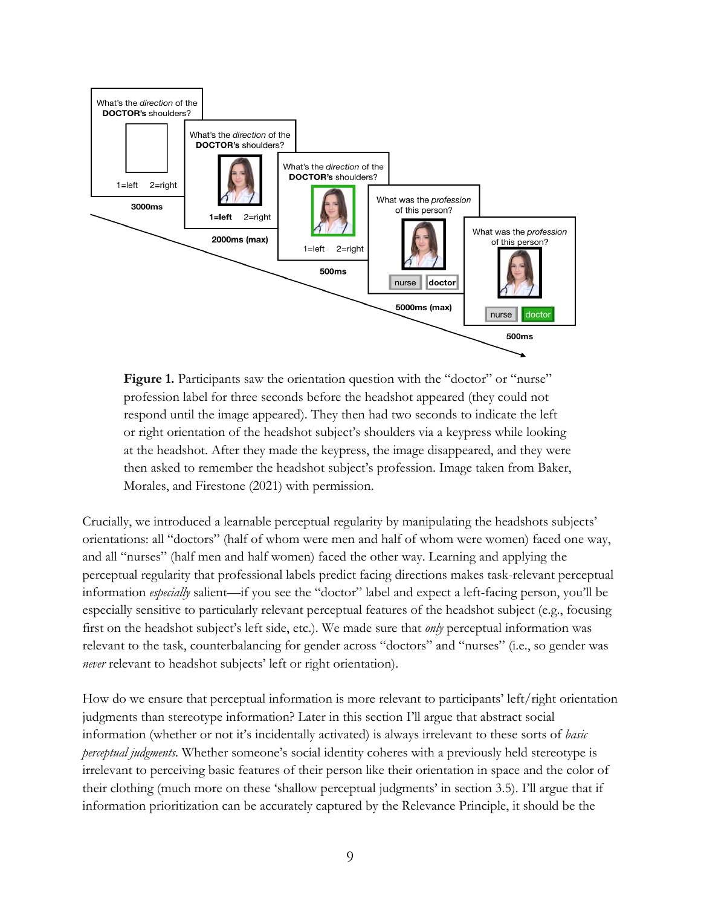**Figure 1.** Participants saw the orientation question with the "doctor" or "nurse" profession label for three seconds before the headshot appeared (they could not respond until the image appeared). They then had two seconds to indicate the left or right orientation of the headshot subject's shoulders via a keypress while looking at the headshot. After they made the keypress, the image disappeared, and they were then asked to remember the headshot subject's profession. Image taken from Baker, Morales, and Firestone (2021) with permission.

Crucially, we introduced a learnable perceptual regularity by manipulating the headshots subjects' orientations: all "doctors" (half of whom were men and half of whom were women) faced one way, and all "nurses" (half men and half women) faced the other way. Learning and applying the perceptual regularity that professional labels predict facing directions makes task-relevant perceptual information *especially* salient—if you see the "doctor" label and expect a left-facing person, you'll be especially sensitive to particularly relevant perceptual features of the headshot subject (e.g., focusing first on the headshot subject's left side, etc.). We made sure that *only* perceptual information was relevant to the task, counterbalancing for gender across "doctors" and "nurses" (i.e., so gender was *never* relevant to headshot subjects' left or right orientation).

How do we ensure that perceptual information is more relevant to participants' left/right orientation judgments than stereotype information? Later in this section I'll argue that abstract social information (whether or not it's incidentally activated) is always irrelevant to these sorts of *basic perceptual judgments*. Whether someone's social identity coheres with a previously held stereotype is irrelevant to perceiving basic features of their person like their orientation in space and the color of their clothing (much more on these 'shallow perceptual judgments' in section 3.5). I'll argue that if information prioritization can be accurately captured by the Relevance Principle, it should be the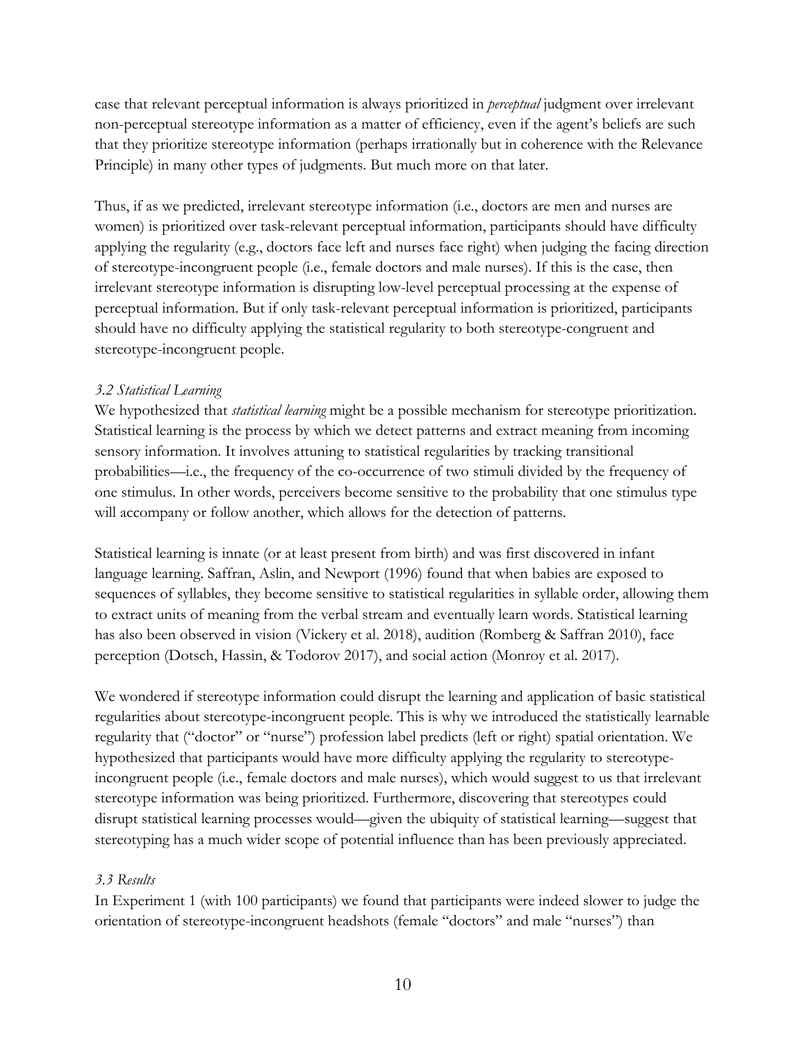case that relevant perceptual information is always prioritized in *perceptual* judgment over irrelevant non-perceptual stereotype information as a matter of efficiency, even if the agent's beliefs are such that they prioritize stereotype information (perhaps irrationally but in coherence with the Relevance Principle) in many other types of judgments. But much more on that later.

Thus, if as we predicted, irrelevant stereotype information (i.e., doctors are men and nurses are women) is prioritized over task-relevant perceptual information, participants should have difficulty applying the regularity (e.g., doctors face left and nurses face right) when judging the facing direction of stereotype-incongruent people (i.e., female doctors and male nurses). If this is the case, then irrelevant stereotype information is disrupting low-level perceptual processing at the expense of perceptual information. But if only task-relevant perceptual information is prioritized, participants should have no difficulty applying the statistical regularity to both stereotype-congruent and stereotype-incongruent people.

### *3.2 Statistical Learning*

We hypothesized that *statistical learning* might be a possible mechanism for stereotype prioritization. Statistical learning is the process by which we detect patterns and extract meaning from incoming sensory information. It involves attuning to statistical regularities by tracking transitional probabilities—i.e., the frequency of the co-occurrence of two stimuli divided by the frequency of one stimulus. In other words, perceivers become sensitive to the probability that one stimulus type will accompany or follow another, which allows for the detection of patterns.

Statistical learning is innate (or at least present from birth) and was first discovered in infant language learning. Saffran, Aslin, and Newport (1996) found that when babies are exposed to sequences of syllables, they become sensitive to statistical regularities in syllable order, allowing them to extract units of meaning from the verbal stream and eventually learn words. Statistical learning has also been observed in vision (Vickery et al. 2018), audition (Romberg & Saffran 2010), face perception (Dotsch, Hassin, & Todorov 2017), and social action (Monroy et al. 2017).

We wondered if stereotype information could disrupt the learning and application of basic statistical regularities about stereotype-incongruent people. This is why we introduced the statistically learnable regularity that ("doctor" or "nurse") profession label predicts (left or right) spatial orientation. We hypothesized that participants would have more difficulty applying the regularity to stereotype-incongruent people (i.e., female doctors and male nurses), which would suggest to us that irrelevant stereotype information was being prioritized. Furthermore, discovering that stereotypes could disrupt statistical learning processes would—given the ubiquity of statistical learning—suggest that stereotyping has a much wider scope of potential influence than has been previously appreciated.

### *3.3 Results*

In Experiment 1 (with 100 participants) we found that participants were indeed slower to judge the orientation of stereotype-incongruent headshots (female "doctors" and male "nurses") than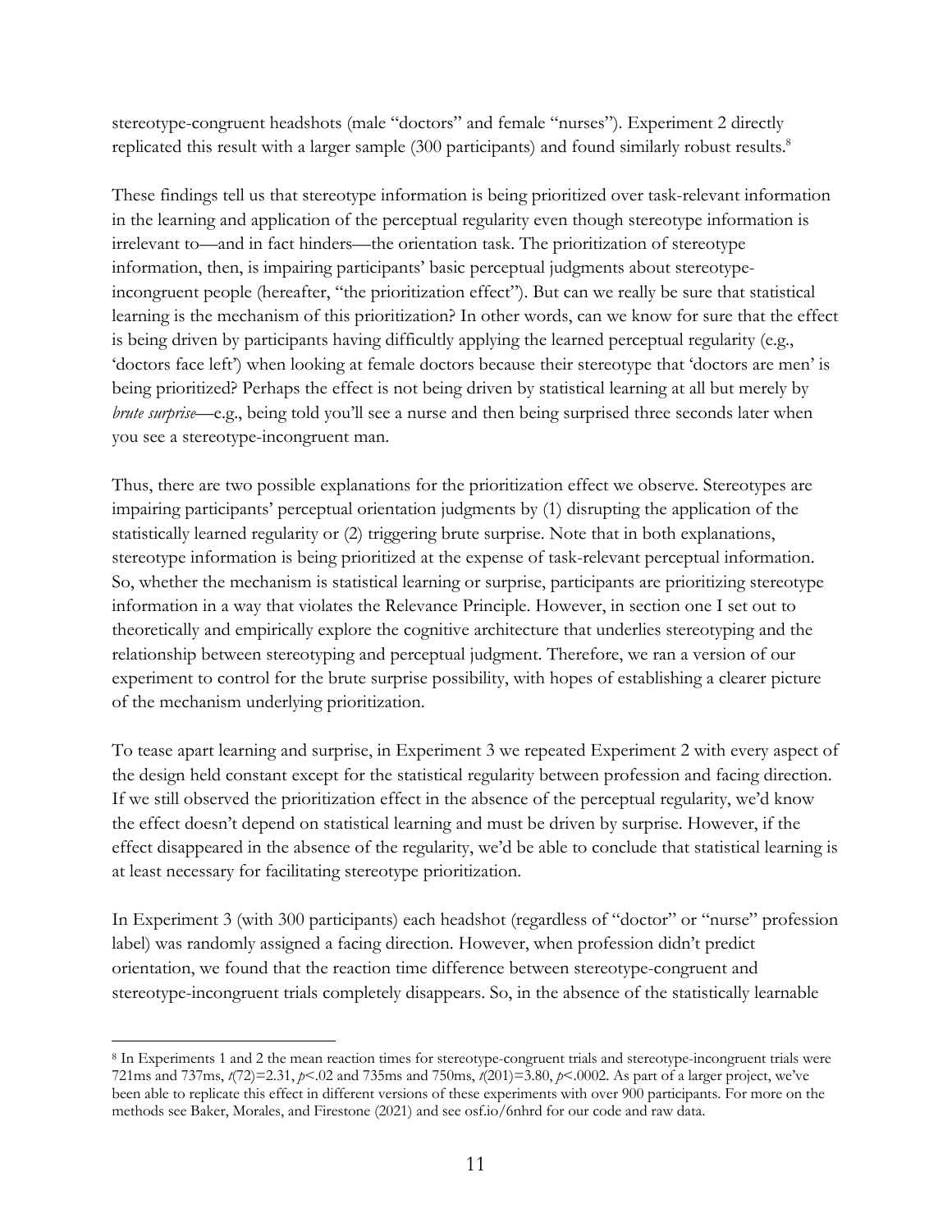stereotype-congruent headshots (male "doctors" and female "nurses"). Experiment 2 directly replicated this result with a larger sample (300 participants) and found similarly robust results.[8]

These findings tell us that stereotype information is being prioritized over task-relevant information in the learning and application of the perceptual regularity even though stereotype information is irrelevant to—and in fact hinders—the orientation task. The prioritization of stereotype information, then, is impairing participants' basic perceptual judgments about stereotype-incongruent people (hereafter, "the prioritization effect"). But can we really be sure that statistical learning is the mechanism of this prioritization? In other words, can we know for sure that the effect is being driven by participants having difficultly applying the learned perceptual regularity (e.g., 'doctors face left') when looking at female doctors because their stereotype that 'doctors are men' is being prioritized? Perhaps the effect is not being driven by statistical learning at all but merely by *brute surprise*—e.g., being told you'll see a nurse and then being surprised three seconds later when you see a stereotype-incongruent man.

Thus, there are two possible explanations for the prioritization effect we observe. Stereotypes are impairing participants' perceptual orientation judgments by (1) disrupting the application of the statistically learned regularity or (2) triggering brute surprise. Note that in both explanations, stereotype information is being prioritized at the expense of task-relevant perceptual information. So, whether the mechanism is statistical learning or surprise, participants are prioritizing stereotype information in a way that violates the Relevance Principle. However, in section one I set out to theoretically and empirically explore the cognitive architecture that underlies stereotyping and the relationship between stereotyping and perceptual judgment. Therefore, we ran a version of our experiment to control for the brute surprise possibility, with hopes of establishing a clearer picture of the mechanism underlying prioritization.

To tease apart learning and surprise, in Experiment 3 we repeated Experiment 2 with every aspect of the design held constant except for the statistical regularity between profession and facing direction. If we still observed the prioritization effect in the absence of the perceptual regularity, we'd know the effect doesn't depend on statistical learning and must be driven by surprise. However, if the effect disappeared in the absence of the regularity, we'd be able to conclude that statistical learning is at least necessary for facilitating stereotype prioritization.

In Experiment 3 (with 300 participants) each headshot (regardless of "doctor" or "nurse" profession label) was randomly assigned a facing direction. However, when profession didn't predict orientation, we found that the reaction time difference between stereotype-congruent and stereotype-incongruent trials completely disappears. So, in the absence of the statistically learnable

[8] In Experiments 1 and 2 the mean reaction times for stereotype-congruent trials and stereotype-incongruent trials were 721ms and 737ms, $t(72)=2.31$, $p<.02$ and 735ms and 750ms, $t(201)=3.80$, $p<.0002$. As part of a larger project, we've been able to replicate this effect in different versions of these experiments with over 900 participants. For more on the methods see Baker, Morales, and Firestone (2021) and see osf.io/6nhrd for our code and raw data.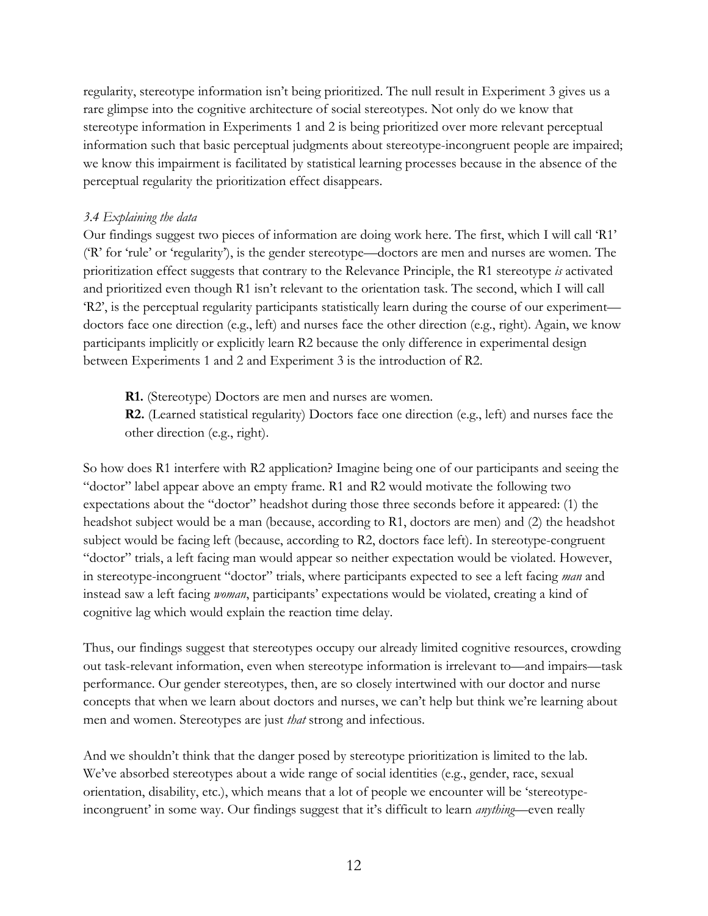regularity, stereotype information isn't being prioritized. The null result in Experiment 3 gives us a rare glimpse into the cognitive architecture of social stereotypes. Not only do we know that stereotype information in Experiments 1 and 2 is being prioritized over more relevant perceptual information such that basic perceptual judgments about stereotype-incongruent people are impaired; we know this impairment is facilitated by statistical learning processes because in the absence of the perceptual regularity the prioritization effect disappears.

### *3.4 Explaining the data*

Our findings suggest two pieces of information are doing work here. The first, which I will call 'R1' ('R' for 'rule' or 'regularity'), is the gender stereotype—doctors are men and nurses are women. The prioritization effect suggests that contrary to the Relevance Principle, the R1 stereotype *is* activated and prioritized even though R1 isn't relevant to the orientation task. The second, which I will call 'R2', is the perceptual regularity participants statistically learn during the course of our experiment—doctors face one direction (e.g., left) and nurses face the other direction (e.g., right). Again, we know participants implicitly or explicitly learn R2 because the only difference in experimental design between Experiments 1 and 2 and Experiment 3 is the introduction of R2.

> **R1.** (Stereotype) Doctors are men and nurses are women.
> **R2.** (Learned statistical regularity) Doctors face one direction (e.g., left) and nurses face the other direction (e.g., right).

So how does R1 interfere with R2 application? Imagine being one of our participants and seeing the "doctor" label appear above an empty frame. R1 and R2 would motivate the following two expectations about the "doctor" headshot during those three seconds before it appeared: (1) the headshot subject would be a man (because, according to R1, doctors are men) and (2) the headshot subject would be facing left (because, according to R2, doctors face left). In stereotype-congruent "doctor" trials, a left facing man would appear so neither expectation would be violated. However, in stereotype-incongruent "doctor" trials, where participants expected to see a left facing *man* and instead saw a left facing *woman*, participants' expectations would be violated, creating a kind of cognitive lag which would explain the reaction time delay.

Thus, our findings suggest that stereotypes occupy our already limited cognitive resources, crowding out task-relevant information, even when stereotype information is irrelevant to—and impairs—task performance. Our gender stereotypes, then, are so closely intertwined with our doctor and nurse concepts that when we learn about doctors and nurses, we can't help but think we're learning about men and women. Stereotypes are just *that* strong and infectious.

And we shouldn't think that the danger posed by stereotype prioritization is limited to the lab. We've absorbed stereotypes about a wide range of social identities (e.g., gender, race, sexual orientation, disability, etc.), which means that a lot of people we encounter will be 'stereotype-incongruent' in some way. Our findings suggest that it's difficult to learn *anything*—even really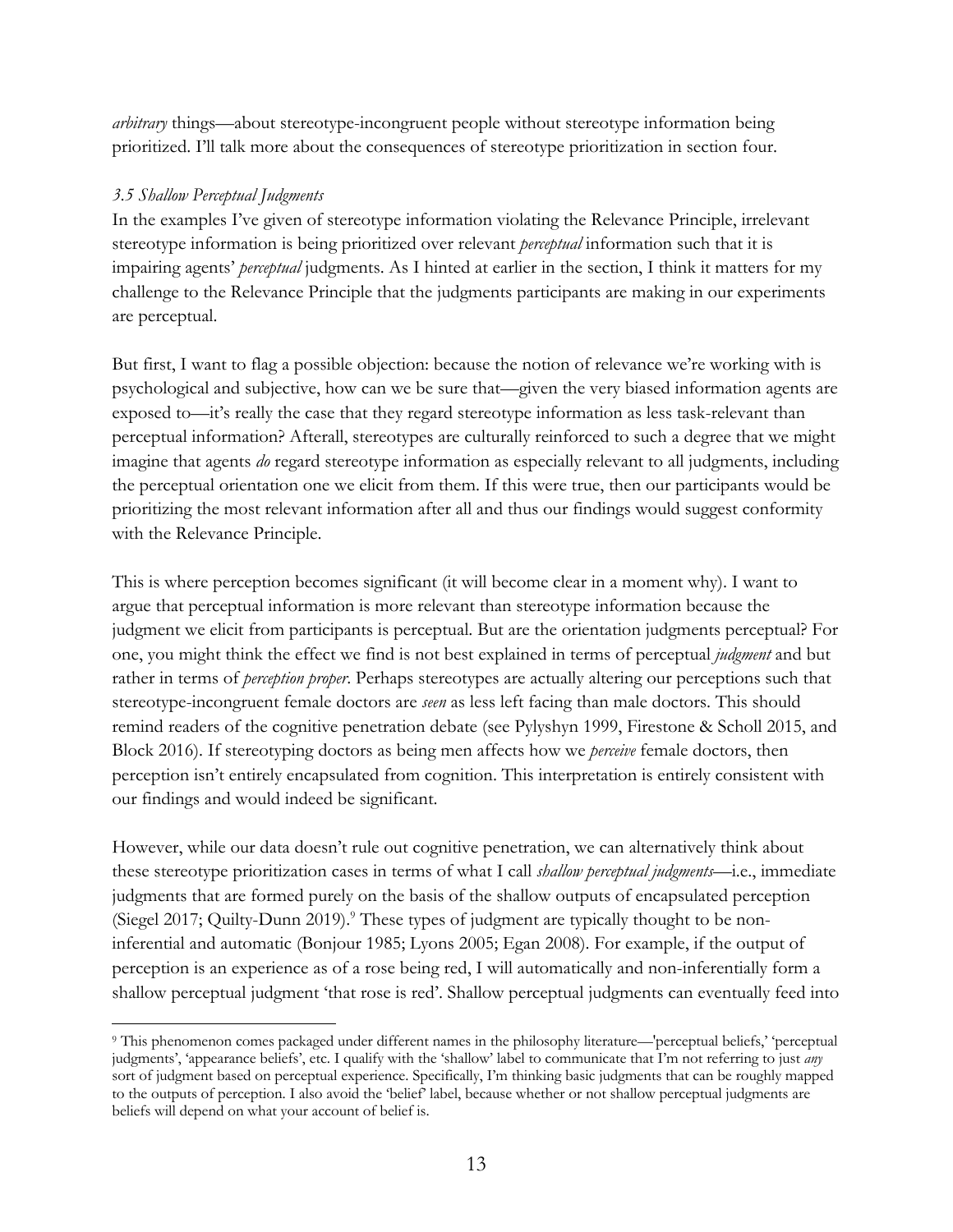*arbitrary* things—about stereotype-incongruent people without stereotype information being prioritized. I'll talk more about the consequences of stereotype prioritization in section four.

### *3.5 Shallow Perceptual Judgments*

In the examples I've given of stereotype information violating the Relevance Principle, irrelevant stereotype information is being prioritized over relevant *perceptual* information such that it is impairing agents' *perceptual* judgments. As I hinted at earlier in the section, I think it matters for my challenge to the Relevance Principle that the judgments participants are making in our experiments are perceptual.

But first, I want to flag a possible objection: because the notion of relevance we're working with is psychological and subjective, how can we be sure that—given the very biased information agents are exposed to—it's really the case that they regard stereotype information as less task-relevant than perceptual information? Afterall, stereotypes are culturally reinforced to such a degree that we might imagine that agents *do* regard stereotype information as especially relevant to all judgments, including the perceptual orientation one we elicit from them. If this were true, then our participants would be prioritizing the most relevant information after all and thus our findings would suggest conformity with the Relevance Principle.

This is where perception becomes significant (it will become clear in a moment why). I want to argue that perceptual information is more relevant than stereotype information because the judgment we elicit from participants is perceptual. But are the orientation judgments perceptual? For one, you might think the effect we find is not best explained in terms of perceptual *judgment* and but rather in terms of *perception proper*. Perhaps stereotypes are actually altering our perceptions such that stereotype-incongruent female doctors are *seen* as less left facing than male doctors. This should remind readers of the cognitive penetration debate (see Pylyshyn 1999, Firestone & Scholl 2015, and Block 2016). If stereotyping doctors as being men affects how we *perceive* female doctors, then perception isn't entirely encapsulated from cognition. This interpretation is entirely consistent with our findings and would indeed be significant.

However, while our data doesn't rule out cognitive penetration, we can alternatively think about these stereotype prioritization cases in terms of what I call *shallow perceptual judgments*—i.e., immediate judgments that are formed purely on the basis of the shallow outputs of encapsulated perception (Siegel 2017; Quilty-Dunn 2019).[9] These types of judgment are typically thought to be non-inferential and automatic (Bonjour 1985; Lyons 2005; Egan 2008). For example, if the output of perception is an experience as of a rose being red, I will automatically and non-inferentially form a shallow perceptual judgment 'that rose is red'. Shallow perceptual judgments can eventually feed into

---

[9] This phenomenon comes packaged under different names in the philosophy literature—'perceptual beliefs,' 'perceptual judgments', 'appearance beliefs', etc. I qualify with the 'shallow' label to communicate that I'm not referring to just *any* sort of judgment based on perceptual experience. Specifically, I'm thinking basic judgments that can be roughly mapped to the outputs of perception. I also avoid the 'belief' label, because whether or not shallow perceptual judgments are beliefs will depend on what your account of belief is.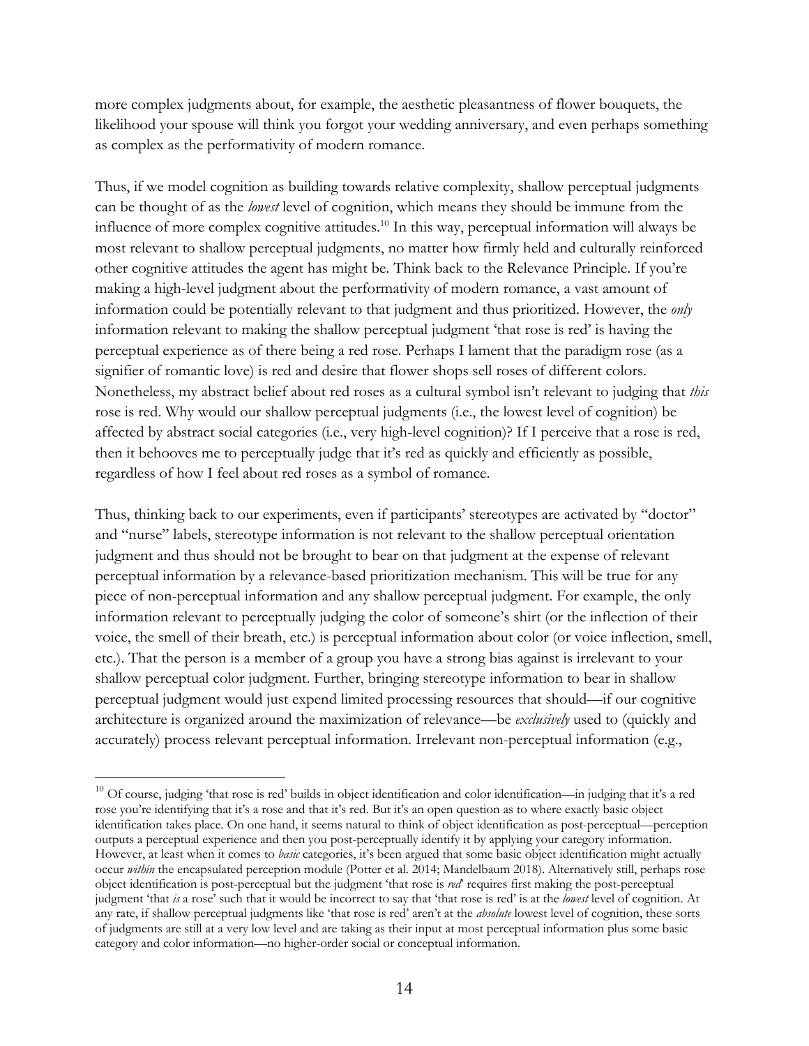more complex judgments about, for example, the aesthetic pleasantness of flower bouquets, the likelihood your spouse will think you forgot your wedding anniversary, and even perhaps something as complex as the performativity of modern romance.

Thus, if we model cognition as building towards relative complexity, shallow perceptual judgments can be thought of as the *lowest* level of cognition, which means they should be immune from the influence of more complex cognitive attitudes.[10] In this way, perceptual information will always be most relevant to shallow perceptual judgments, no matter how firmly held and culturally reinforced other cognitive attitudes the agent has might be. Think back to the Relevance Principle. If you're making a high-level judgment about the performativity of modern romance, a vast amount of information could be potentially relevant to that judgment and thus prioritized. However, the *only* information relevant to making the shallow perceptual judgment 'that rose is red' is having the perceptual experience as of there being a red rose. Perhaps I lament that the paradigm rose (as a signifier of romantic love) is red and desire that flower shops sell roses of different colors. Nonetheless, my abstract belief about red roses as a cultural symbol isn't relevant to judging that *this* rose is red. Why would our shallow perceptual judgments (i.e., the lowest level of cognition) be affected by abstract social categories (i.e., very high-level cognition)? If I perceive that a rose is red, then it behooves me to perceptually judge that it's red as quickly and efficiently as possible, regardless of how I feel about red roses as a symbol of romance.

Thus, thinking back to our experiments, even if participants' stereotypes are activated by "doctor" and "nurse" labels, stereotype information is not relevant to the shallow perceptual orientation judgment and thus should not be brought to bear on that judgment at the expense of relevant perceptual information by a relevance-based prioritization mechanism. This will be true for any piece of non-perceptual information and any shallow perceptual judgment. For example, the only information relevant to perceptually judging the color of someone's shirt (or the inflection of their voice, the smell of their breath, etc.) is perceptual information about color (or voice inflection, smell, etc.). That the person is a member of a group you have a strong bias against is irrelevant to your shallow perceptual color judgment. Further, bringing stereotype information to bear in shallow perceptual judgment would just expend limited processing resources that should—if our cognitive architecture is organized around the maximization of relevance—be *exclusively* used to (quickly and accurately) process relevant perceptual information. Irrelevant non-perceptual information (e.g.,

---

[10] Of course, judging 'that rose is red' builds in object identification and color identification—in judging that it's a red rose you're identifying that it's a rose and that it's red. But it's an open question as to where exactly basic object identification takes place. On one hand, it seems natural to think of object identification as post-perceptual—perception outputs a perceptual experience and then you post-perceptually identify it by applying your category information. However, at least when it comes to *basic* categories, it's been argued that some basic object identification might actually occur *within* the encapsulated perception module (Potter et al. 2014; Mandelbaum 2018). Alternatively still, perhaps rose object identification is post-perceptual but the judgment 'that rose is *red*' requires first making the post-perceptual judgment 'that *is* a rose' such that it would be incorrect to say that 'that rose is red' is at the *lowest* level of cognition. At any rate, if shallow perceptual judgments like 'that rose is red' aren't at the *absolute* lowest level of cognition, these sorts of judgments are still at a very low level and are taking as their input at most perceptual information plus some basic category and color information—no higher-order social or conceptual information.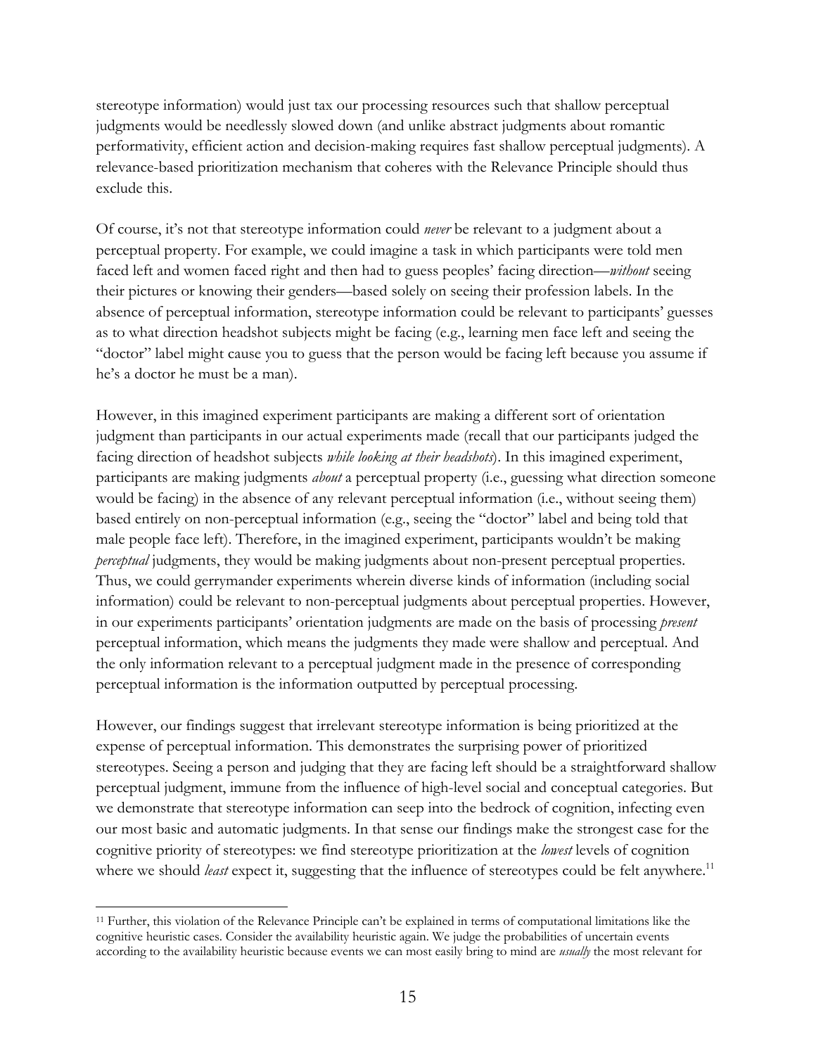stereotype information) would just tax our processing resources such that shallow perceptual judgments would be needlessly slowed down (and unlike abstract judgments about romantic performativity, efficient action and decision-making requires fast shallow perceptual judgments). A relevance-based prioritization mechanism that coheres with the Relevance Principle should thus exclude this.

Of course, it's not that stereotype information could *never* be relevant to a judgment about a perceptual property. For example, we could imagine a task in which participants were told men faced left and women faced right and then had to guess peoples' facing direction—*without* seeing their pictures or knowing their genders—based solely on seeing their profession labels. In the absence of perceptual information, stereotype information could be relevant to participants' guesses as to what direction headshot subjects might be facing (e.g., learning men face left and seeing the "doctor" label might cause you to guess that the person would be facing left because you assume if he's a doctor he must be a man).

However, in this imagined experiment participants are making a different sort of orientation judgment than participants in our actual experiments made (recall that our participants judged the facing direction of headshot subjects *while looking at their headshots*). In this imagined experiment, participants are making judgments *about* a perceptual property (i.e., guessing what direction someone would be facing) in the absence of any relevant perceptual information (i.e., without seeing them) based entirely on non-perceptual information (e.g., seeing the "doctor" label and being told that male people face left). Therefore, in the imagined experiment, participants wouldn't be making *perceptual* judgments, they would be making judgments about non-present perceptual properties. Thus, we could gerrymander experiments wherein diverse kinds of information (including social information) could be relevant to non-perceptual judgments about perceptual properties. However, in our experiments participants' orientation judgments are made on the basis of processing *present* perceptual information, which means the judgments they made were shallow and perceptual. And the only information relevant to a perceptual judgment made in the presence of corresponding perceptual information is the information outputted by perceptual processing.

However, our findings suggest that irrelevant stereotype information is being prioritized at the expense of perceptual information. This demonstrates the surprising power of prioritized stereotypes. Seeing a person and judging that they are facing left should be a straightforward shallow perceptual judgment, immune from the influence of high-level social and conceptual categories. But we demonstrate that stereotype information can seep into the bedrock of cognition, infecting even our most basic and automatic judgments. In that sense our findings make the strongest case for the cognitive priority of stereotypes: we find stereotype prioritization at the *lowest* levels of cognition where we should *least* expect it, suggesting that the influence of stereotypes could be felt anywhere.[11]

[11] Further, this violation of the Relevance Principle can't be explained in terms of computational limitations like the cognitive heuristic cases. Consider the availability heuristic again. We judge the probabilities of uncertain events according to the availability heuristic because events we can most easily bring to mind are *usually* the most relevant for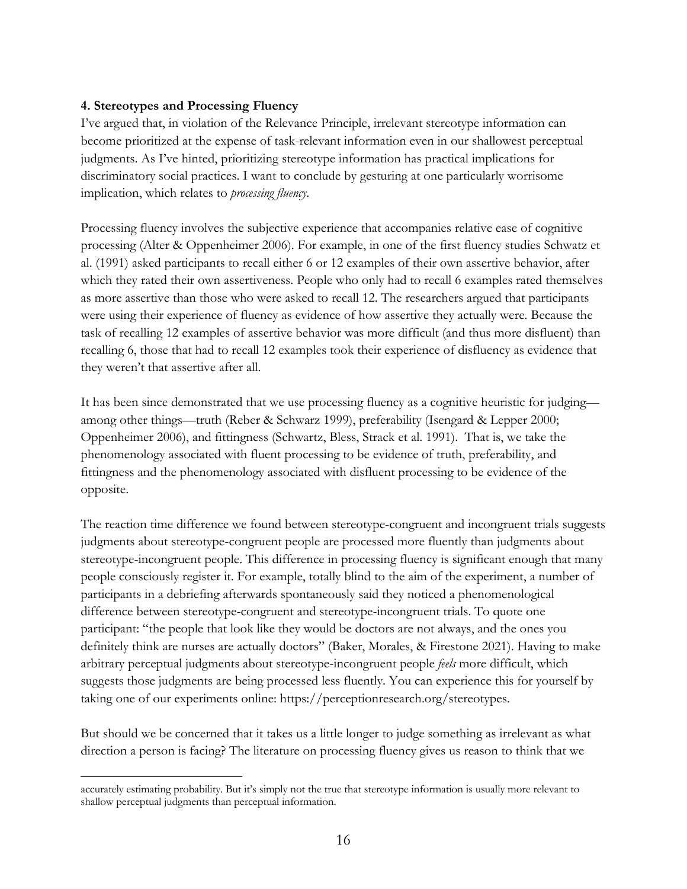**4. Stereotypes and Processing Fluency**

I've argued that, in violation of the Relevance Principle, irrelevant stereotype information can become prioritized at the expense of task-relevant information even in our shallowest perceptual judgments. As I've hinted, prioritizing stereotype information has practical implications for discriminatory social practices. I want to conclude by gesturing at one particularly worrisome implication, which relates to *processing fluency*.

Processing fluency involves the subjective experience that accompanies relative ease of cognitive processing (Alter & Oppenheimer 2006). For example, in one of the first fluency studies Schwatz et al. (1991) asked participants to recall either 6 or 12 examples of their own assertive behavior, after which they rated their own assertiveness. People who only had to recall 6 examples rated themselves as more assertive than those who were asked to recall 12. The researchers argued that participants were using their experience of fluency as evidence of how assertive they actually were. Because the task of recalling 12 examples of assertive behavior was more difficult (and thus more disfluent) than recalling 6, those that had to recall 12 examples took their experience of disfluency as evidence that they weren't that assertive after all.

It has been since demonstrated that we use processing fluency as a cognitive heuristic for judging—among other things—truth (Reber & Schwarz 1999), preferability (Isengard & Lepper 2000; Oppenheimer 2006), and fittingness (Schwartz, Bless, Strack et al. 1991). That is, we take the phenomenology associated with fluent processing to be evidence of truth, preferability, and fittingness and the phenomenology associated with disfluent processing to be evidence of the opposite.

The reaction time difference we found between stereotype-congruent and incongruent trials suggests judgments about stereotype-congruent people are processed more fluently than judgments about stereotype-incongruent people. This difference in processing fluency is significant enough that many people consciously register it. For example, totally blind to the aim of the experiment, a number of participants in a debriefing afterwards spontaneously said they noticed a phenomenological difference between stereotype-congruent and stereotype-incongruent trials. To quote one participant: "the people that look like they would be doctors are not always, and the ones you definitely think are nurses are actually doctors" (Baker, Morales, & Firestone 2021). Having to make arbitrary perceptual judgments about stereotype-incongruent people *feels* more difficult, which suggests those judgments are being processed less fluently. You can experience this for yourself by taking one of our experiments online: https://perceptionresearch.org/stereotypes.

But should we be concerned that it takes us a little longer to judge something as irrelevant as what direction a person is facing? The literature on processing fluency gives us reason to think that we

accurately estimating probability. But it's simply not the true that stereotype information is usually more relevant to shallow perceptual judgments than perceptual information.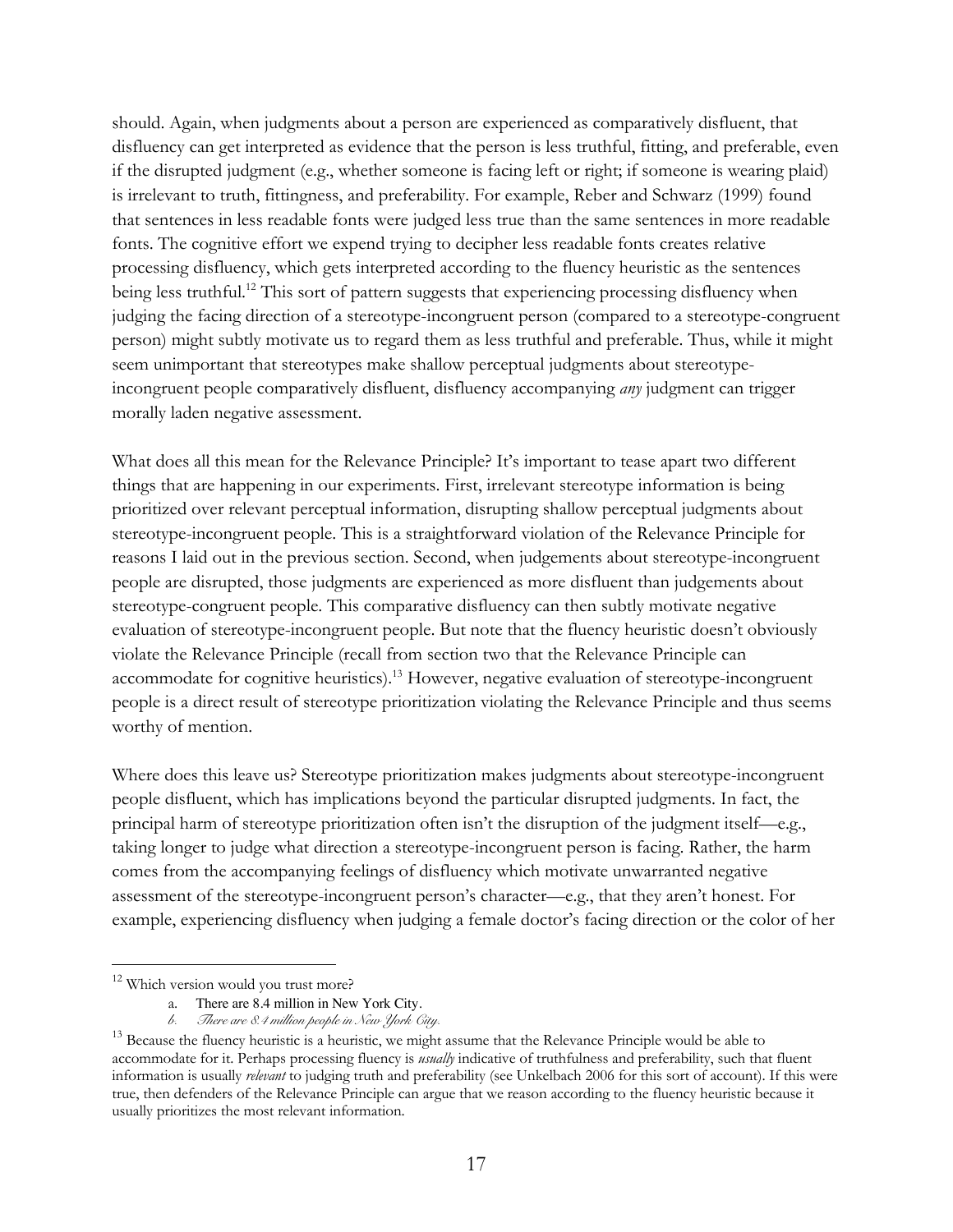should. Again, when judgments about a person are experienced as comparatively disfluent, that disfluency can get interpreted as evidence that the person is less truthful, fitting, and preferable, even if the disrupted judgment (e.g., whether someone is facing left or right; if someone is wearing plaid) is irrelevant to truth, fittingness, and preferability. For example, Reber and Schwarz (1999) found that sentences in less readable fonts were judged less true than the same sentences in more readable fonts. The cognitive effort we expend trying to decipher less readable fonts creates relative processing disfluency, which gets interpreted according to the fluency heuristic as the sentences being less truthful.[12] This sort of pattern suggests that experiencing processing disfluency when judging the facing direction of a stereotype-incongruent person (compared to a stereotype-congruent person) might subtly motivate us to regard them as less truthful and preferable. Thus, while it might seem unimportant that stereotypes make shallow perceptual judgments about stereotype-incongruent people comparatively disfluent, disfluency accompanying *any* judgment can trigger morally laden negative assessment.

What does all this mean for the Relevance Principle? It's important to tease apart two different things that are happening in our experiments. First, irrelevant stereotype information is being prioritized over relevant perceptual information, disrupting shallow perceptual judgments about stereotype-incongruent people. This is a straightforward violation of the Relevance Principle for reasons I laid out in the previous section. Second, when judgements about stereotype-incongruent people are disrupted, those judgments are experienced as more disfluent than judgements about stereotype-congruent people. This comparative disfluency can then subtly motivate negative evaluation of stereotype-incongruent people. But note that the fluency heuristic doesn't obviously violate the Relevance Principle (recall from section two that the Relevance Principle can accommodate for cognitive heuristics).[13] However, negative evaluation of stereotype-incongruent people is a direct result of stereotype prioritization violating the Relevance Principle and thus seems worthy of mention.

Where does this leave us? Stereotype prioritization makes judgments about stereotype-incongruent people disfluent, which has implications beyond the particular disrupted judgments. In fact, the principal harm of stereotype prioritization often isn't the disruption of the judgment itself—e.g., taking longer to judge what direction a stereotype-incongruent person is facing. Rather, the harm comes from the accompanying feelings of disfluency which motivate unwarranted negative assessment of the stereotype-incongruent person's character—e.g., that they aren't honest. For example, experiencing disfluency when judging a female doctor's facing direction or the color of her

---

[12] Which version would you trust more?

a. There are 8.4 million in New York City.

b. *There are 8.4 million people in New York City.*

[13] Because the fluency heuristic is a heuristic, we might assume that the Relevance Principle would be able to accommodate for it. Perhaps processing fluency is *usually* indicative of truthfulness and preferability, such that fluent information is usually *relevant* to judging truth and preferability (see Unkelbach 2006 for this sort of account). If this were true, then defenders of the Relevance Principle can argue that we reason according to the fluency heuristic because it usually prioritizes the most relevant information.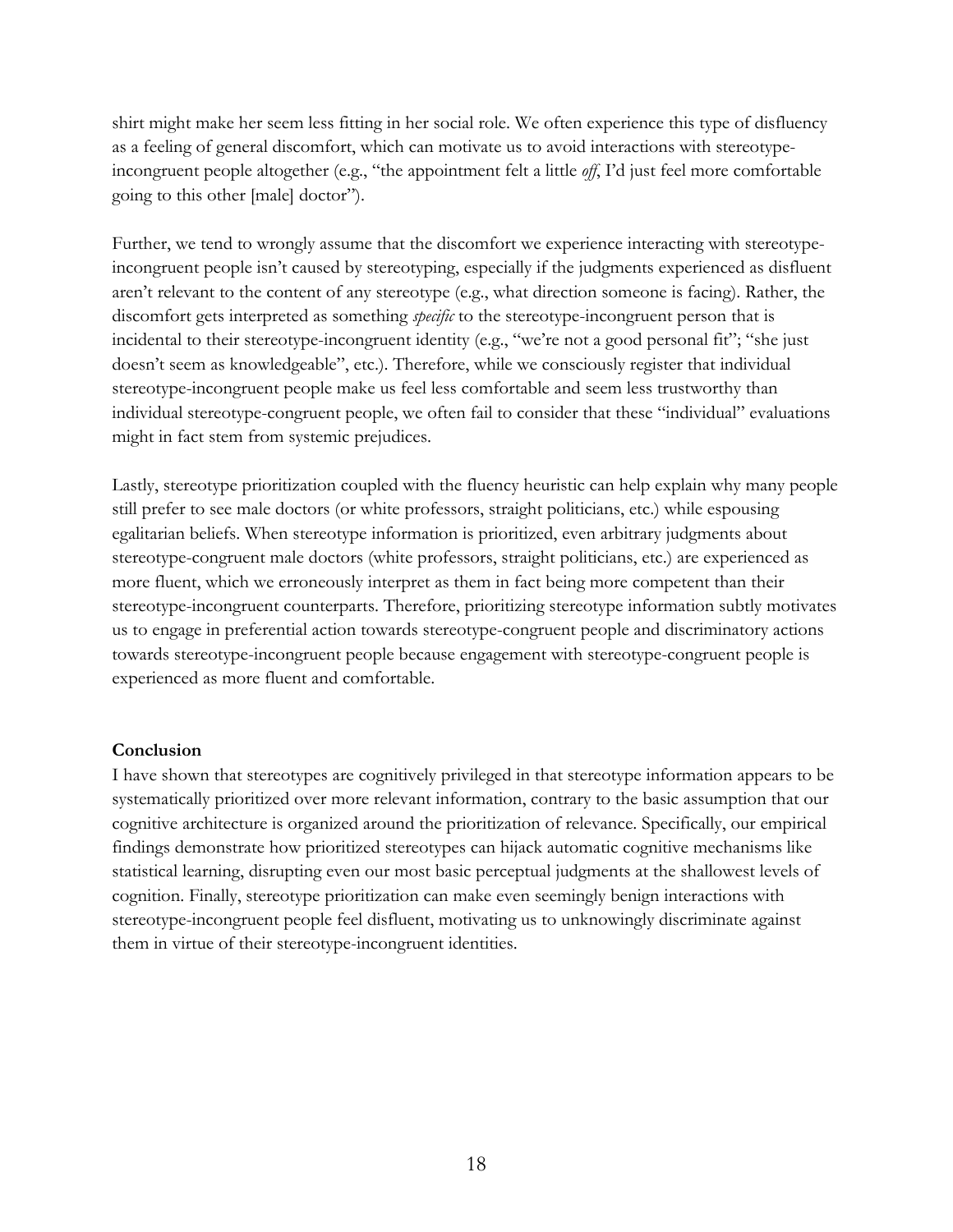shirt might make her seem less fitting in her social role. We often experience this type of disfluency as a feeling of general discomfort, which can motivate us to avoid interactions with stereotype-incongruent people altogether (e.g., "the appointment felt a little *off*, I'd just feel more comfortable going to this other [male] doctor").

Further, we tend to wrongly assume that the discomfort we experience interacting with stereotype-incongruent people isn't caused by stereotyping, especially if the judgments experienced as disfluent aren't relevant to the content of any stereotype (e.g., what direction someone is facing). Rather, the discomfort gets interpreted as something *specific* to the stereotype-incongruent person that is incidental to their stereotype-incongruent identity (e.g., "we're not a good personal fit"; "she just doesn't seem as knowledgeable", etc.). Therefore, while we consciously register that individual stereotype-incongruent people make us feel less comfortable and seem less trustworthy than individual stereotype-congruent people, we often fail to consider that these "individual" evaluations might in fact stem from systemic prejudices.

Lastly, stereotype prioritization coupled with the fluency heuristic can help explain why many people still prefer to see male doctors (or white professors, straight politicians, etc.) while espousing egalitarian beliefs. When stereotype information is prioritized, even arbitrary judgments about stereotype-congruent male doctors (white professors, straight politicians, etc.) are experienced as more fluent, which we erroneously interpret as them in fact being more competent than their stereotype-incongruent counterparts. Therefore, prioritizing stereotype information subtly motivates us to engage in preferential action towards stereotype-congruent people and discriminatory actions towards stereotype-incongruent people because engagement with stereotype-congruent people is experienced as more fluent and comfortable.

**Conclusion**

I have shown that stereotypes are cognitively privileged in that stereotype information appears to be systematically prioritized over more relevant information, contrary to the basic assumption that our cognitive architecture is organized around the prioritization of relevance. Specifically, our empirical findings demonstrate how prioritized stereotypes can hijack automatic cognitive mechanisms like statistical learning, disrupting even our most basic perceptual judgments at the shallowest levels of cognition. Finally, stereotype prioritization can make even seemingly benign interactions with stereotype-incongruent people feel disfluent, motivating us to unknowingly discriminate against them in virtue of their stereotype-incongruent identities.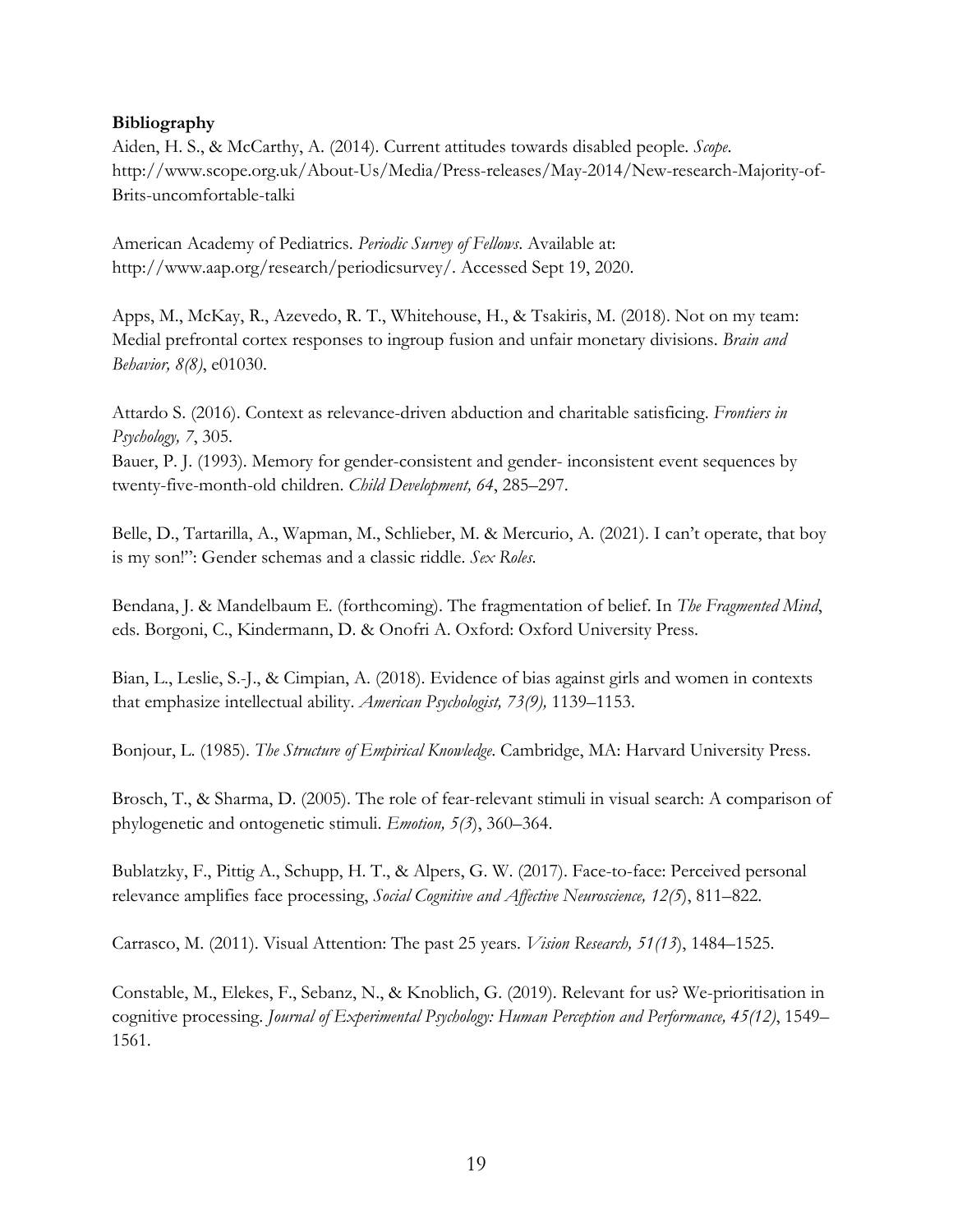**Bibliography**

Aiden, H. S., & McCarthy, A. (2014). Current attitudes towards disabled people. *Scope*. http://www.scope.org.uk/About-Us/Media/Press-releases/May-2014/New-research-Majority-of-Brits-uncomfortable-talki

American Academy of Pediatrics. *Periodic Survey of Fellows*. Available at: http://www.aap.org/research/periodicsurvey/. Accessed Sept 19, 2020.

Apps, M., McKay, R., Azevedo, R. T., Whitehouse, H., & Tsakiris, M. (2018). Not on my team: Medial prefrontal cortex responses to ingroup fusion and unfair monetary divisions. *Brain and Behavior, 8(8)*, e01030.

Attardo S. (2016). Context as relevance-driven abduction and charitable satisficing. *Frontiers in Psychology, 7*, 305.

Bauer, P. J. (1993). Memory for gender-consistent and gender- inconsistent event sequences by twenty-five-month-old children. *Child Development, 64*, 285–297.

Belle, D., Tartarilla, A., Wapman, M., Schlieber, M. & Mercurio, A. (2021). I can't operate, that boy is my son!": Gender schemas and a classic riddle. *Sex Roles*.

Bendana, J. & Mandelbaum E. (forthcoming). The fragmentation of belief. In *The Fragmented Mind*, eds. Borgoni, C., Kindermann, D. & Onofri A. Oxford: Oxford University Press.

Bian, L., Leslie, S.-J., & Cimpian, A. (2018). Evidence of bias against girls and women in contexts that emphasize intellectual ability. *American Psychologist, 73(9),* 1139–1153.

Bonjour, L. (1985). *The Structure of Empirical Knowledge*. Cambridge, MA: Harvard University Press.

Brosch, T., & Sharma, D. (2005). The role of fear-relevant stimuli in visual search: A comparison of phylogenetic and ontogenetic stimuli. *Emotion, 5(3*), 360–364.

Bublatzky, F., Pittig A., Schupp, H. T., & Alpers, G. W. (2017). Face-to-face: Perceived personal relevance amplifies face processing, *Social Cognitive and Affective Neuroscience, 12(5*), 811–822.

Carrasco, M. (2011). Visual Attention: The past 25 years. *Vision Research, 51(13*), 1484–1525.

Constable, M., Elekes, F., Sebanz, N., & Knoblich, G. (2019). Relevant for us? We-prioritisation in cognitive processing. *Journal of Experimental Psychology: Human Perception and Performance, 45(12)*, 1549–1561.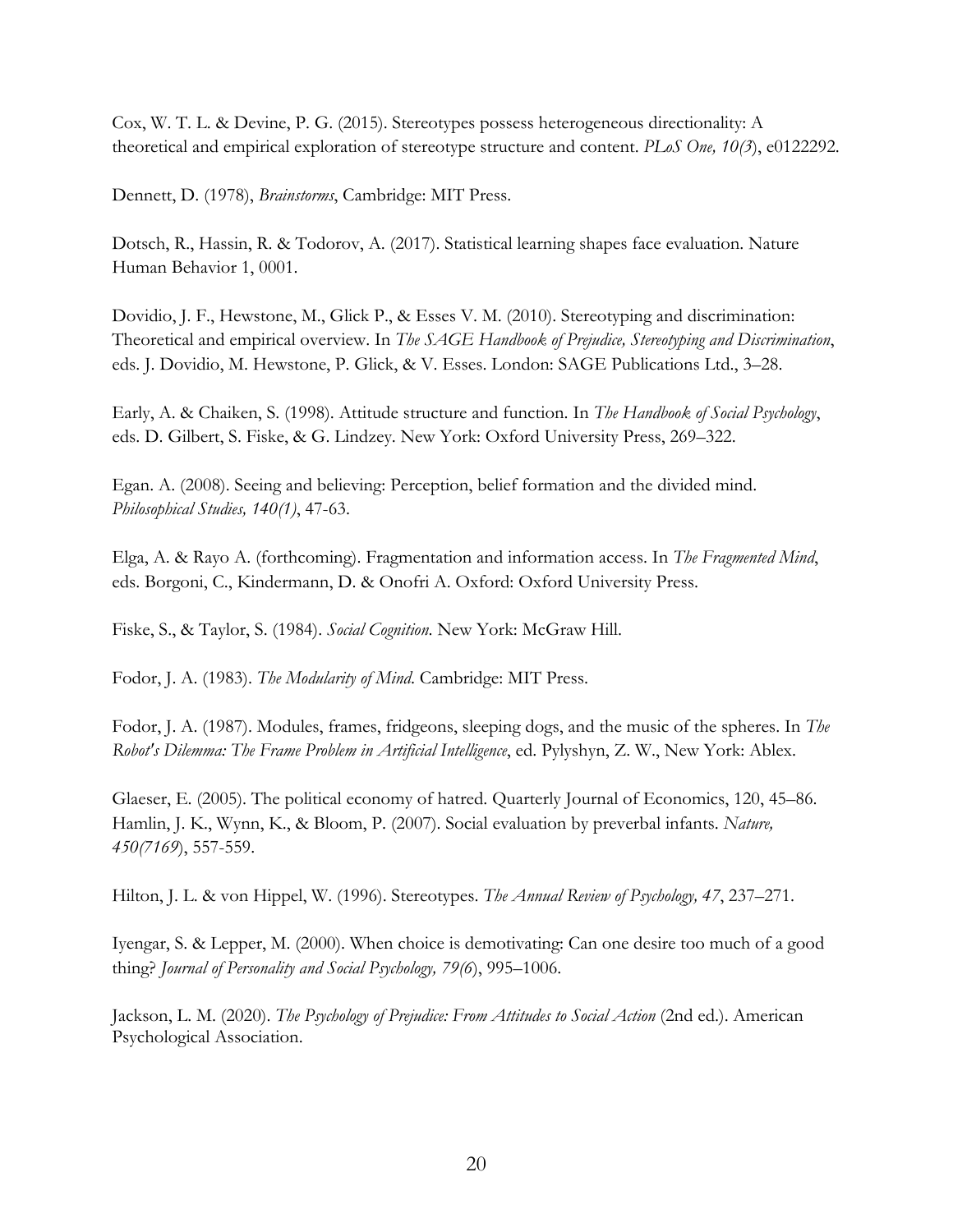Cox, W. T. L. & Devine, P. G. (2015). Stereotypes possess heterogeneous directionality: A theoretical and empirical exploration of stereotype structure and content. *PLoS One, 10(3*), e0122292.

Dennett, D. (1978), *Brainstorms*, Cambridge: MIT Press.

Dotsch, R., Hassin, R. & Todorov, A. (2017). Statistical learning shapes face evaluation. Nature Human Behavior 1, 0001.

Dovidio, J. F., Hewstone, M., Glick P., & Esses V. M. (2010). Stereotyping and discrimination: Theoretical and empirical overview. In *The SAGE Handbook of Prejudice, Stereotyping and Discrimination*, eds. J. Dovidio, M. Hewstone, P. Glick, & V. Esses. London: SAGE Publications Ltd., 3–28.

Early, A. & Chaiken, S. (1998). Attitude structure and function. In *The Handbook of Social Psychology*, eds. D. Gilbert, S. Fiske, & G. Lindzey. New York: Oxford University Press, 269–322.

Egan. A. (2008). Seeing and believing: Perception, belief formation and the divided mind. *Philosophical Studies, 140(1)*, 47-63.

Elga, A. & Rayo A. (forthcoming). Fragmentation and information access. In *The Fragmented Mind*, eds. Borgoni, C., Kindermann, D. & Onofri A. Oxford: Oxford University Press.

Fiske, S., & Taylor, S. (1984). *Social Cognition.* New York: McGraw Hill.

Fodor, J. A. (1983). *The Modularity of Mind.* Cambridge: MIT Press.

Fodor, J. A. (1987). Modules, frames, fridgeons, sleeping dogs, and the music of the spheres. In *The Robot's Dilemma: The Frame Problem in Artificial Intelligence*, ed. Pylyshyn, Z. W., New York: Ablex.

Glaeser, E. (2005). The political economy of hatred. Quarterly Journal of Economics, 120, 45–86.
Hamlin, J. K., Wynn, K., & Bloom, P. (2007). Social evaluation by preverbal infants. *Nature, 450(7169*), 557-559.

Hilton, J. L. & von Hippel, W. (1996). Stereotypes. *The Annual Review of Psychology, 47*, 237–271.

Iyengar, S. & Lepper, M. (2000). When choice is demotivating: Can one desire too much of a good thing? *Journal of Personality and Social Psychology, 79(6*), 995–1006.

Jackson, L. M. (2020). *The Psychology of Prejudice: From Attitudes to Social Action* (2nd ed.). American Psychological Association.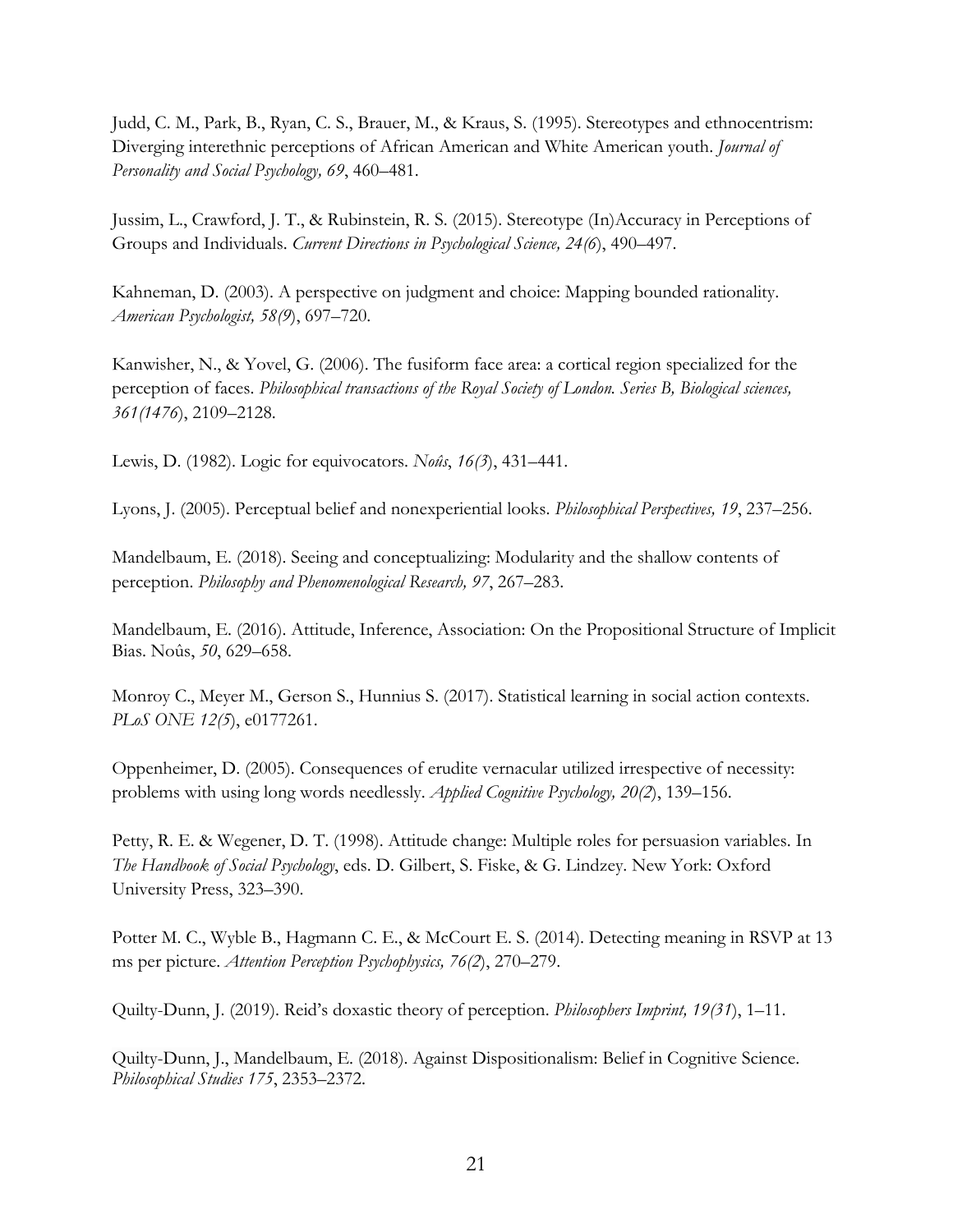Judd, C. M., Park, B., Ryan, C. S., Brauer, M., & Kraus, S. (1995). Stereotypes and ethnocentrism: Diverging interethnic perceptions of African American and White American youth. *Journal of Personality and Social Psychology, 69*, 460–481.

Jussim, L., Crawford, J. T., & Rubinstein, R. S. (2015). Stereotype (In)Accuracy in Perceptions of Groups and Individuals. *Current Directions in Psychological Science, 24(6*), 490–497.

Kahneman, D. (2003). A perspective on judgment and choice: Mapping bounded rationality. *American Psychologist, 58(9*), 697–720.

Kanwisher, N., & Yovel, G. (2006). The fusiform face area: a cortical region specialized for the perception of faces. *Philosophical transactions of the Royal Society of London. Series B, Biological sciences, 361(1476*), 2109–2128.

Lewis, D. (1982). Logic for equivocators. *Noûs*, *16(3*), 431–441.

Lyons, J. (2005). Perceptual belief and nonexperiential looks. *Philosophical Perspectives, 19*, 237–256.

Mandelbaum, E. (2018). Seeing and conceptualizing: Modularity and the shallow contents of perception. *Philosophy and Phenomenological Research, 97*, 267–283.

Mandelbaum, E. (2016). Attitude, Inference, Association: On the Propositional Structure of Implicit Bias. Noûs, *50*, 629–658.

Monroy C., Meyer M., Gerson S., Hunnius S. (2017). Statistical learning in social action contexts. *PLoS ONE 12(5*), e0177261.

Oppenheimer, D. (2005). Consequences of erudite vernacular utilized irrespective of necessity: problems with using long words needlessly. *Applied Cognitive Psychology, 20(2*), 139–156.

Petty, R. E. & Wegener, D. T. (1998). Attitude change: Multiple roles for persuasion variables. In *The Handbook of Social Psychology*, eds. D. Gilbert, S. Fiske, & G. Lindzey. New York: Oxford University Press, 323–390.

Potter M. C., Wyble B., Hagmann C. E., & McCourt E. S. (2014). Detecting meaning in RSVP at 13 ms per picture. *Attention Perception Psychophysics, 76(2*), 270–279.

Quilty-Dunn, J. (2019). Reid's doxastic theory of perception. *Philosophers Imprint, 19(31*), 1–11.

Quilty-Dunn, J., Mandelbaum, E. (2018). Against Dispositionalism: Belief in Cognitive Science. *Philosophical Studies 175*, 2353–2372.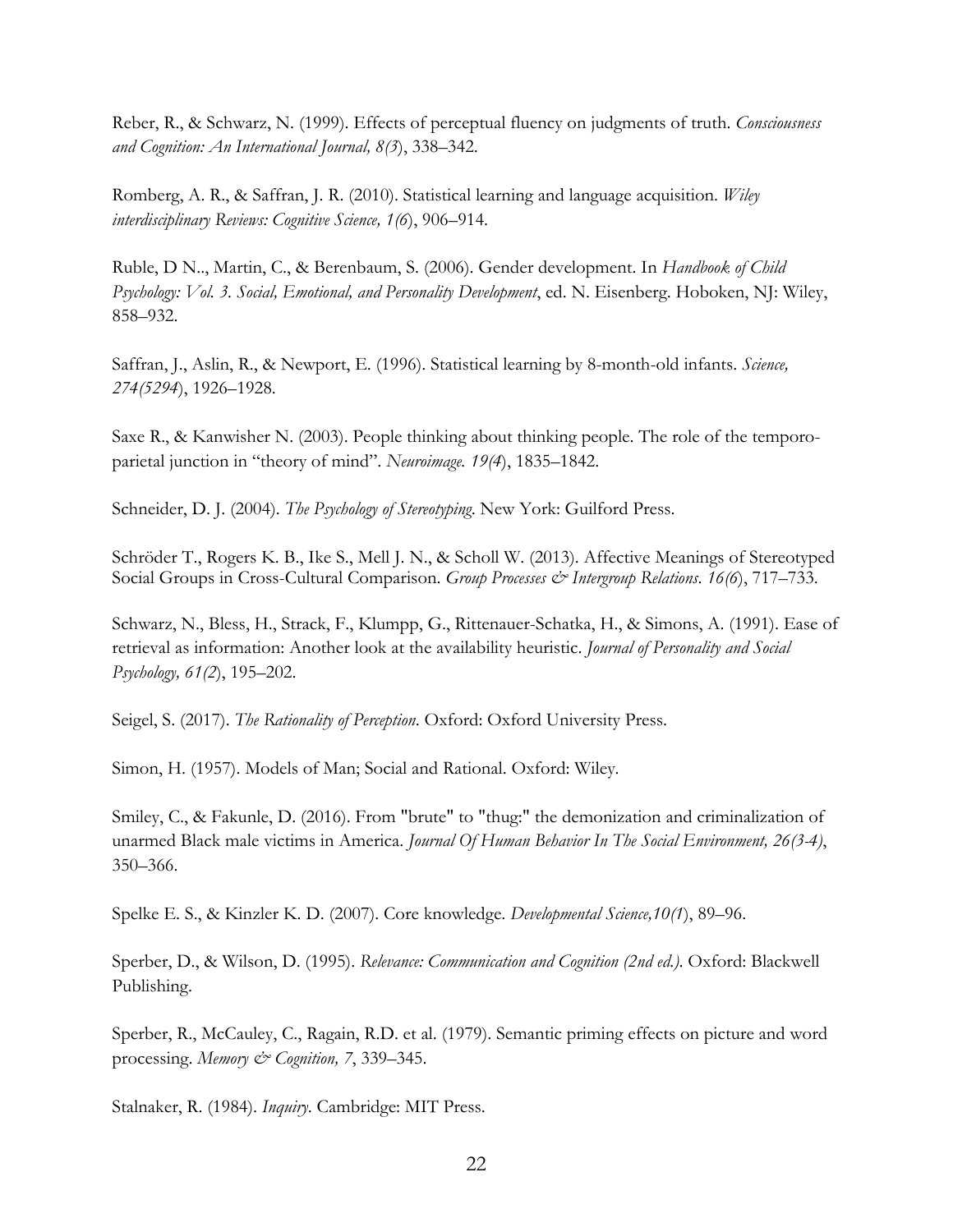Reber, R., & Schwarz, N. (1999). Effects of perceptual fluency on judgments of truth. *Consciousness and Cognition: An International Journal, 8(3*), 338–342.

Romberg, A. R., & Saffran, J. R. (2010). Statistical learning and language acquisition. *Wiley interdisciplinary Reviews: Cognitive Science, 1(6*), 906–914.

Ruble, D N.., Martin, C., & Berenbaum, S. (2006). Gender development. In *Handbook of Child Psychology: Vol. 3. Social, Emotional, and Personality Development*, ed. N. Eisenberg. Hoboken, NJ: Wiley, 858–932.

Saffran, J., Aslin, R., & Newport, E. (1996). Statistical learning by 8-month-old infants. *Science, 274(5294*), 1926–1928.

Saxe R., & Kanwisher N. (2003). People thinking about thinking people. The role of the temporo-parietal junction in "theory of mind". *Neuroimage. 19(4*), 1835–1842.

Schneider, D. J. (2004). *The Psychology of Stereotyping*. New York: Guilford Press.

Schröder T., Rogers K. B., Ike S., Mell J. N., & Scholl W. (2013). Affective Meanings of Stereotyped Social Groups in Cross-Cultural Comparison. *Group Processes & Intergroup Relations*. *16(6*), 717–733.

Schwarz, N., Bless, H., Strack, F., Klumpp, G., Rittenauer-Schatka, H., & Simons, A. (1991). Ease of retrieval as information: Another look at the availability heuristic. *Journal of Personality and Social Psychology, 61(2*), 195–202.

Seigel, S. (2017). *The Rationality of Perception*. Oxford: Oxford University Press.

Simon, H. (1957). Models of Man; Social and Rational. Oxford: Wiley.

Smiley, C., & Fakunle, D. (2016). From "brute" to "thug:" the demonization and criminalization of unarmed Black male victims in America. *Journal Of Human Behavior In The Social Environment, 26(3-4)*, 350–366.

Spelke E. S., & Kinzler K. D. (2007). Core knowledge. *Developmental Science,10(1*), 89–96.

Sperber, D., & Wilson, D. (1995). *Relevance: Communication and Cognition (2nd ed.)*. Oxford: Blackwell Publishing.

Sperber, R., McCauley, C., Ragain, R.D. et al. (1979). Semantic priming effects on picture and word processing. *Memory & Cognition, 7*, 339–345.

Stalnaker, R. (1984). *Inquiry*. Cambridge: MIT Press.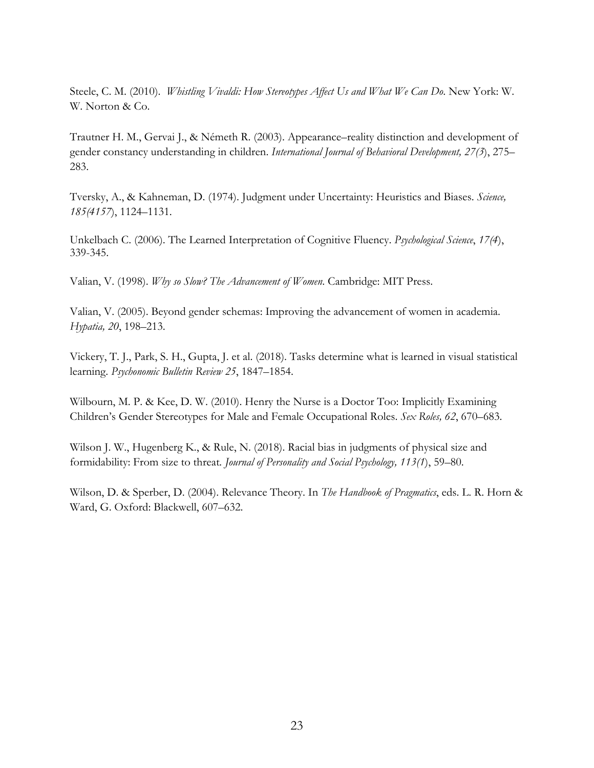Steele, C. M. (2010). *Whistling Vivaldi: How Stereotypes Affect Us and What We Can Do*. New York: W. W. Norton & Co.

Trautner H. M., Gervai J., & Németh R. (2003). Appearance–reality distinction and development of gender constancy understanding in children. *International Journal of Behavioral Development, 27(3*), 275–283.

Tversky, A., & Kahneman, D. (1974). Judgment under Uncertainty: Heuristics and Biases. *Science, 185(4157*), 1124–1131.

Unkelbach C. (2006). The Learned Interpretation of Cognitive Fluency. *Psychological Science*, *17(4*), 339-345.

Valian, V. (1998). *Why so Slow? The Advancement of Women.* Cambridge: MIT Press.

Valian, V. (2005). Beyond gender schemas: Improving the advancement of women in academia. *Hypatia, 20*, 198–213.

Vickery, T. J., Park, S. H., Gupta, J. et al. (2018). Tasks determine what is learned in visual statistical learning. *Psychonomic Bulletin Review 25*, 1847–1854.

Wilbourn, M. P. & Kee, D. W. (2010). Henry the Nurse is a Doctor Too: Implicitly Examining Children's Gender Stereotypes for Male and Female Occupational Roles. *Sex Roles, 62*, 670–683.

Wilson J. W., Hugenberg K., & Rule, N. (2018). Racial bias in judgments of physical size and formidability: From size to threat. *Journal of Personality and Social Psychology, 113(1*), 59–80.

Wilson, D. & Sperber, D. (2004). Relevance Theory. In *The Handbook of Pragmatics*, eds. L. R. Horn & Ward, G. Oxford: Blackwell, 607–632.